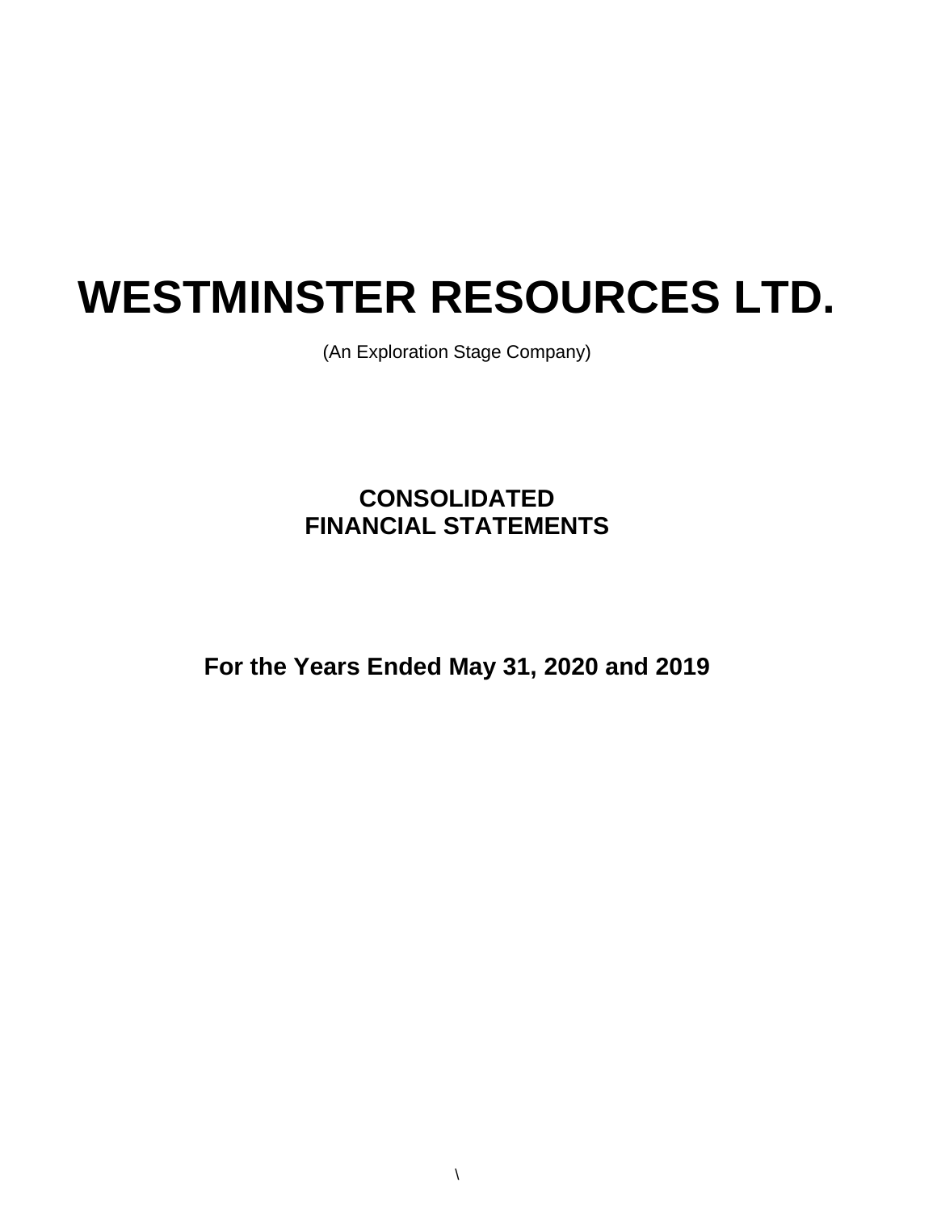# WESTMINSTER RESOURCES LTD.

(An Exploration Stage Company)

## CONSOLIDATED FINANCIAL STATEMENTS

## For the Years Ended May 31, 2020 and 2019

\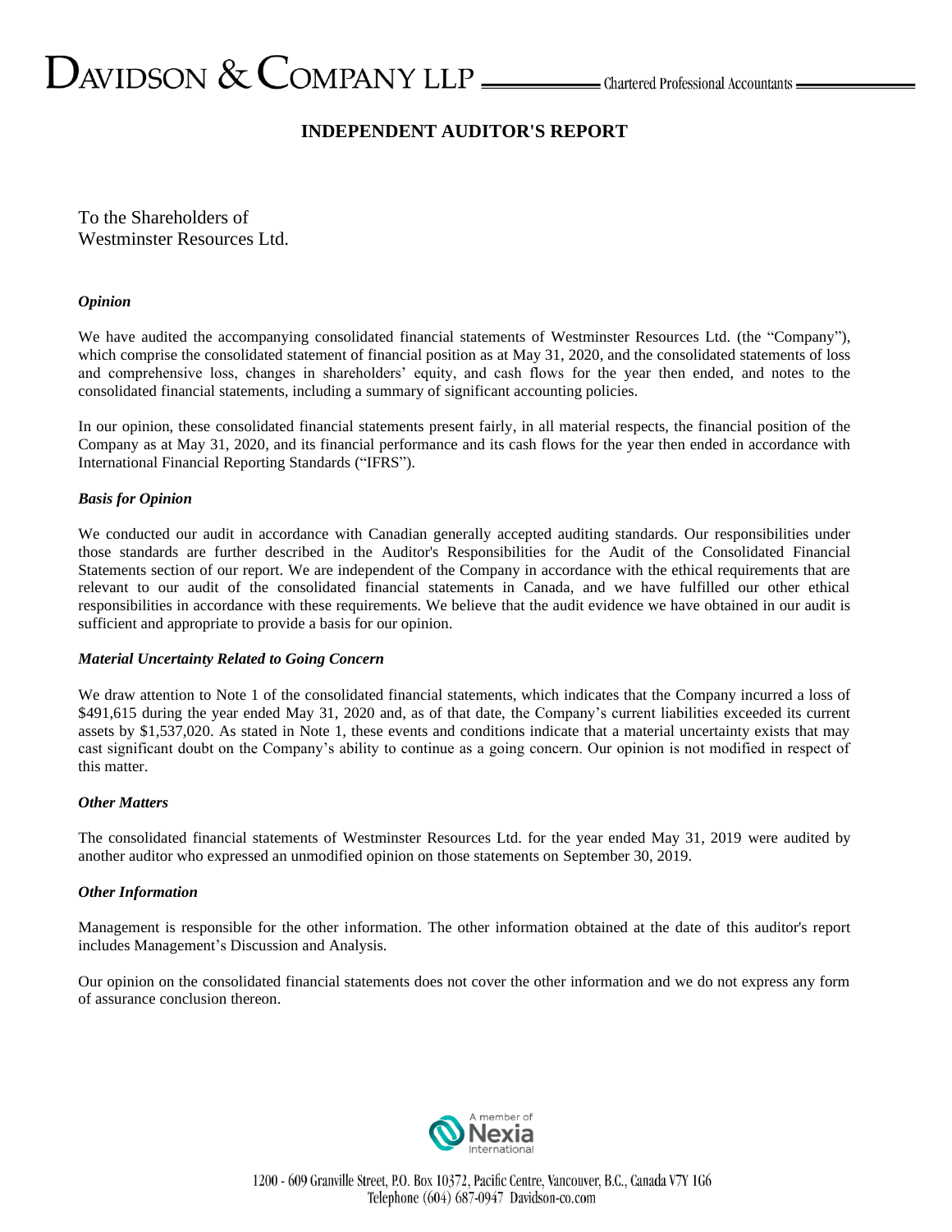# DAVIDSON & COMPANY LLP

Chartered Professional Accountants

## INDEPENDENT AUDITOR'S REPORT

To the Shareholders of
Westminster Resources Ltd.

### *Opinion*

We have audited the accompanying consolidated financial statements of Westminster Resources Ltd. (the "Company"), which comprise the consolidated statement of financial position as at May 31, 2020, and the consolidated statements of loss and comprehensive loss, changes in shareholders' equity, and cash flows for the year then ended, and notes to the consolidated financial statements, including a summary of significant accounting policies.

In our opinion, these consolidated financial statements present fairly, in all material respects, the financial position of the Company as at May 31, 2020, and its financial performance and its cash flows for the year then ended in accordance with International Financial Reporting Standards ("IFRS").

### *Basis for Opinion*

We conducted our audit in accordance with Canadian generally accepted auditing standards. Our responsibilities under those standards are further described in the Auditor's Responsibilities for the Audit of the Consolidated Financial Statements section of our report. We are independent of the Company in accordance with the ethical requirements that are relevant to our audit of the consolidated financial statements in Canada, and we have fulfilled our other ethical responsibilities in accordance with these requirements. We believe that the audit evidence we have obtained in our audit is sufficient and appropriate to provide a basis for our opinion.

### *Material Uncertainty Related to Going Concern*

We draw attention to Note 1 of the consolidated financial statements, which indicates that the Company incurred a loss of $491,615 during the year ended May 31, 2020 and, as of that date, the Company's current liabilities exceeded its current assets by $1,537,020. As stated in Note 1, these events and conditions indicate that a material uncertainty exists that may cast significant doubt on the Company's ability to continue as a going concern. Our opinion is not modified in respect of this matter.

### *Other Matters*

The consolidated financial statements of Westminster Resources Ltd. for the year ended May 31, 2019 were audited by another auditor who expressed an unmodified opinion on those statements on September 30, 2019.

### *Other Information*

Management is responsible for the other information. The other information obtained at the date of this auditor's report includes Management's Discussion and Analysis.

Our opinion on the consolidated financial statements does not cover the other information and we do not express any form of assurance conclusion thereon.

A member of Nexia International

1200 - 609 Granville Street, P.O. Box 10372, Pacific Centre, Vancouver, B.C., Canada V7Y 1G6
Telephone (604) 687-0947 Davidson-co.com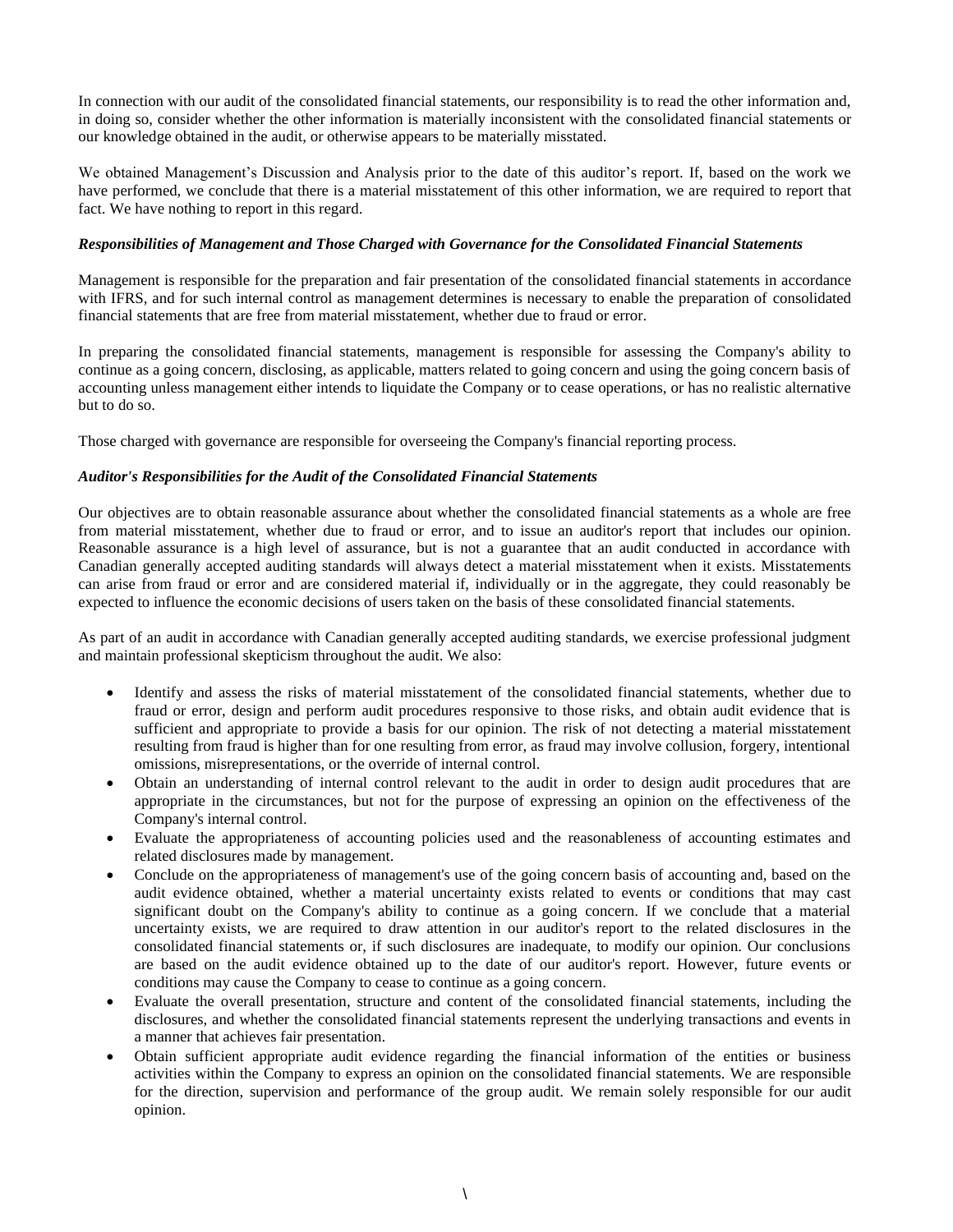In connection with our audit of the consolidated financial statements, our responsibility is to read the other information and, in doing so, consider whether the other information is materially inconsistent with the consolidated financial statements or our knowledge obtained in the audit, or otherwise appears to be materially misstated.

We obtained Management's Discussion and Analysis prior to the date of this auditor's report. If, based on the work we have performed, we conclude that there is a material misstatement of this other information, we are required to report that fact. We have nothing to report in this regard.

***Responsibilities of Management and Those Charged with Governance for the Consolidated Financial Statements***

Management is responsible for the preparation and fair presentation of the consolidated financial statements in accordance with IFRS, and for such internal control as management determines is necessary to enable the preparation of consolidated financial statements that are free from material misstatement, whether due to fraud or error.

In preparing the consolidated financial statements, management is responsible for assessing the Company's ability to continue as a going concern, disclosing, as applicable, matters related to going concern and using the going concern basis of accounting unless management either intends to liquidate the Company or to cease operations, or has no realistic alternative but to do so.

Those charged with governance are responsible for overseeing the Company's financial reporting process.

***Auditor's Responsibilities for the Audit of the Consolidated Financial Statements***

Our objectives are to obtain reasonable assurance about whether the consolidated financial statements as a whole are free from material misstatement, whether due to fraud or error, and to issue an auditor's report that includes our opinion. Reasonable assurance is a high level of assurance, but is not a guarantee that an audit conducted in accordance with Canadian generally accepted auditing standards will always detect a material misstatement when it exists. Misstatements can arise from fraud or error and are considered material if, individually or in the aggregate, they could reasonably be expected to influence the economic decisions of users taken on the basis of these consolidated financial statements.

As part of an audit in accordance with Canadian generally accepted auditing standards, we exercise professional judgment and maintain professional skepticism throughout the audit. We also:

- Identify and assess the risks of material misstatement of the consolidated financial statements, whether due to fraud or error, design and perform audit procedures responsive to those risks, and obtain audit evidence that is sufficient and appropriate to provide a basis for our opinion. The risk of not detecting a material misstatement resulting from fraud is higher than for one resulting from error, as fraud may involve collusion, forgery, intentional omissions, misrepresentations, or the override of internal control.
- Obtain an understanding of internal control relevant to the audit in order to design audit procedures that are appropriate in the circumstances, but not for the purpose of expressing an opinion on the effectiveness of the Company's internal control.
- Evaluate the appropriateness of accounting policies used and the reasonableness of accounting estimates and related disclosures made by management.
- Conclude on the appropriateness of management's use of the going concern basis of accounting and, based on the audit evidence obtained, whether a material uncertainty exists related to events or conditions that may cast significant doubt on the Company's ability to continue as a going concern. If we conclude that a material uncertainty exists, we are required to draw attention in our auditor's report to the related disclosures in the consolidated financial statements or, if such disclosures are inadequate, to modify our opinion. Our conclusions are based on the audit evidence obtained up to the date of our auditor's report. However, future events or conditions may cause the Company to cease to continue as a going concern.
- Evaluate the overall presentation, structure and content of the consolidated financial statements, including the disclosures, and whether the consolidated financial statements represent the underlying transactions and events in a manner that achieves fair presentation.
- Obtain sufficient appropriate audit evidence regarding the financial information of the entities or business activities within the Company to express an opinion on the consolidated financial statements. We are responsible for the direction, supervision and performance of the group audit. We remain solely responsible for our audit opinion.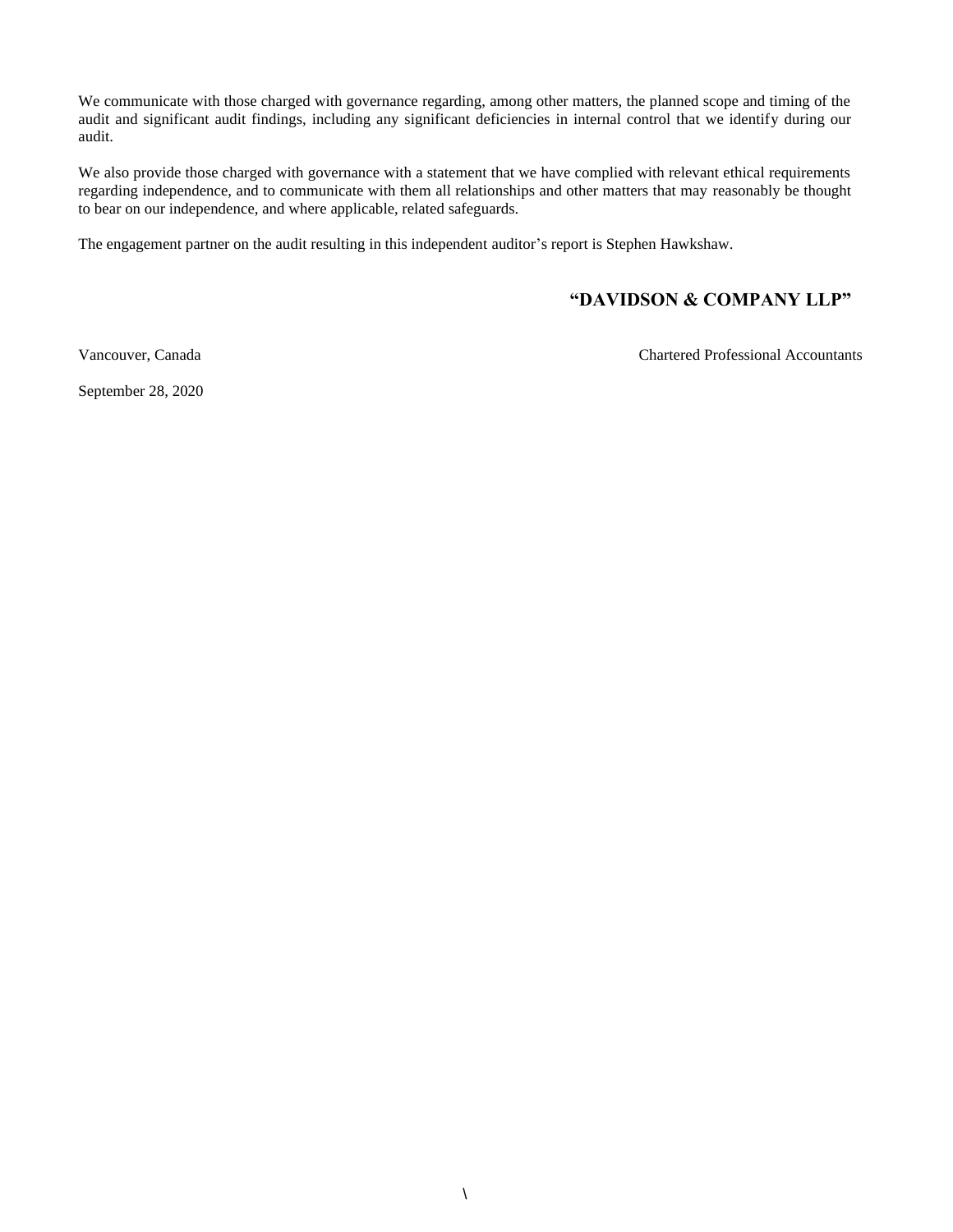We communicate with those charged with governance regarding, among other matters, the planned scope and timing of the audit and significant audit findings, including any significant deficiencies in internal control that we identify during our audit.

We also provide those charged with governance with a statement that we have complied with relevant ethical requirements regarding independence, and to communicate with them all relationships and other matters that may reasonably be thought to bear on our independence, and where applicable, related safeguards.

The engagement partner on the audit resulting in this independent auditor's report is Stephen Hawkshaw.

**"DAVIDSON & COMPANY LLP"**

Vancouver, Canada

Chartered Professional Accountants

September 28, 2020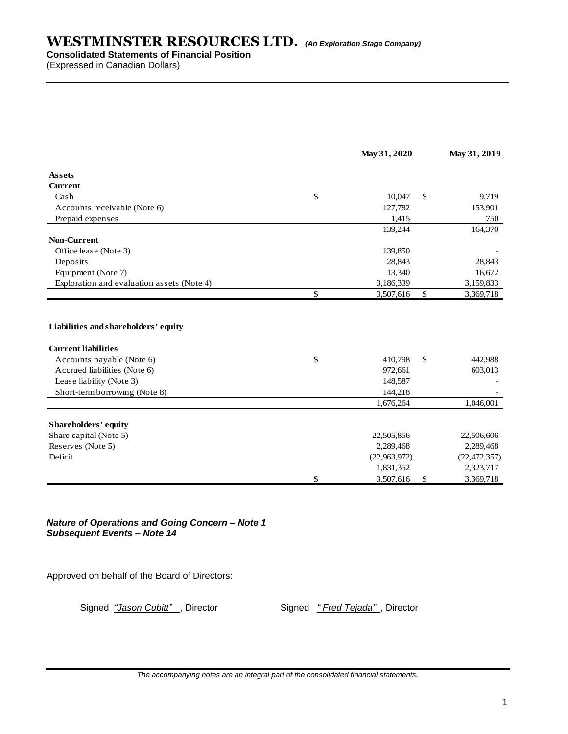# WESTMINSTER RESOURCES LTD. *(An Exploration Stage Company)*

**Consolidated Statements of Financial Position**

(Expressed in Canadian Dollars)

| | May 31, 2020 | May 31, 2019 |
|---|---|---|
| **Assets** | | |
| **Current** | | |
| Cash | $ 10,047 | $ 9,719 |
| Accounts receivable (Note 6) | 127,782 | 153,901 |
| Prepaid expenses | 1,415 | 750 |
| | 139,244 | 164,370 |
| **Non-Current** | | |
| Office lease (Note 3) | 139,850 | - |
| Deposits | 28,843 | 28,843 |
| Equipment (Note 7) | 13,340 | 16,672 |
| Exploration and evaluation assets (Note 4) | 3,186,339 | 3,159,833 |
| | $ 3,507,616 | $ 3,369,718 |
| | | |
| **Liabilities and shareholders' equity** | | |
| **Current liabilities** | | |
| Accounts payable (Note 6) | $ 410,798 | $ 442,988 |
| Accrued liabilities (Note 6) | 972,661 | 603,013 |
| Lease liability (Note 3) | 148,587 | - |
| Short-term borrowing (Note 8) | 144,218 | - |
| | 1,676,264 | 1,046,001 |
| **Shareholders' equity** | | |
| Share capital (Note 5) | 22,505,856 | 22,506,606 |
| Reserves (Note 5) | 2,289,468 | 2,289,468 |
| Deficit | (22,963,972) | (22,472,357) |
| | 1,831,352 | 2,323,717 |
| | $ 3,507,616 | $ 3,369,718 |

***Nature of Operations and Going Concern – Note 1***
***Subsequent Events – Note 14***

Approved on behalf of the Board of Directors:

Signed *"Jason Cubitt"* , Director    Signed *" Fred Tejada"* , Director

*The accompanying notes are an integral part of the consolidated financial statements.*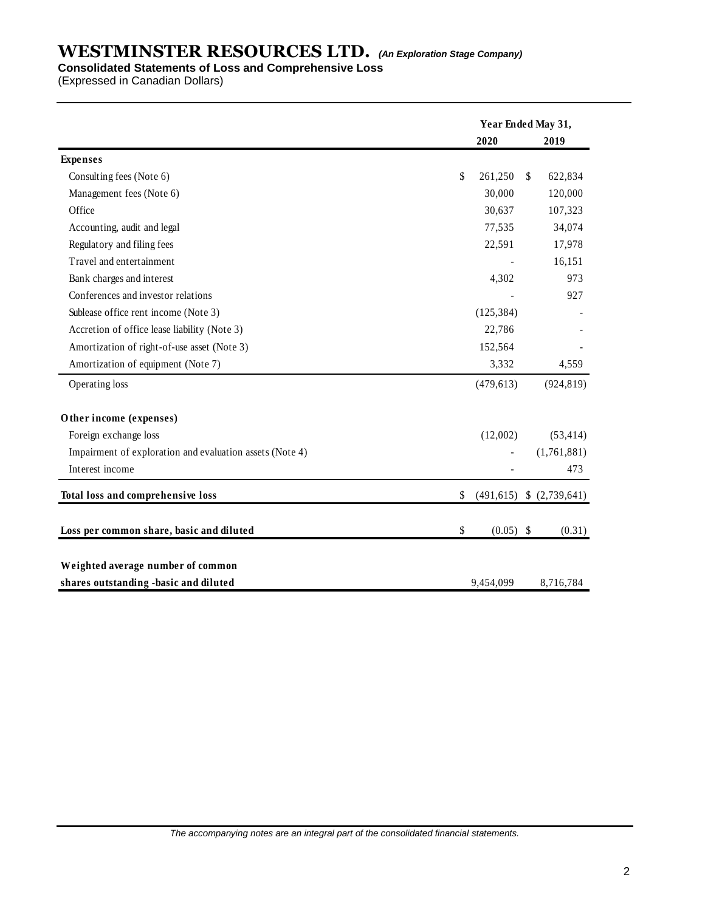# WESTMINSTER RESOURCES LTD. *(An Exploration Stage Company)*

**Consolidated Statements of Loss and Comprehensive Loss**

(Expressed in Canadian Dollars)

| | Year Ended May 31, | |
|---|---|---|
| | **2020** | **2019** |
| **Expenses** | | |
| Consulting fees (Note 6) | $ 261,250 | $ 622,834 |
| Management fees (Note 6) | 30,000 | 120,000 |
| Office | 30,637 | 107,323 |
| Accounting, audit and legal | 77,535 | 34,074 |
| Regulatory and filing fees | 22,591 | 17,978 |
| Travel and entertainment | - | 16,151 |
| Bank charges and interest | 4,302 | 973 |
| Conferences and investor relations | - | 927 |
| Sublease office rent income (Note 3) | (125,384) | - |
| Accretion of office lease liability (Note 3) | 22,786 | - |
| Amortization of right-of-use asset (Note 3) | 152,564 | - |
| Amortization of equipment (Note 7) | 3,332 | 4,559 |
| Operating loss | (479,613) | (924,819) |
| **Other income (expenses)** | | |
| Foreign exchange loss | (12,002) | (53,414) |
| Impairment of exploration and evaluation assets (Note 4) | - | (1,761,881) |
| Interest income | - | 473 |
| **Total loss and comprehensive loss** | $ (491,615) | $ (2,739,641) |
| **Loss per common share, basic and diluted** | $ (0.05) | $ (0.31) |
| **Weighted average number of common shares outstanding -basic and diluted** | 9,454,099 | 8,716,784 |

*The accompanying notes are an integral part of the consolidated financial statements.*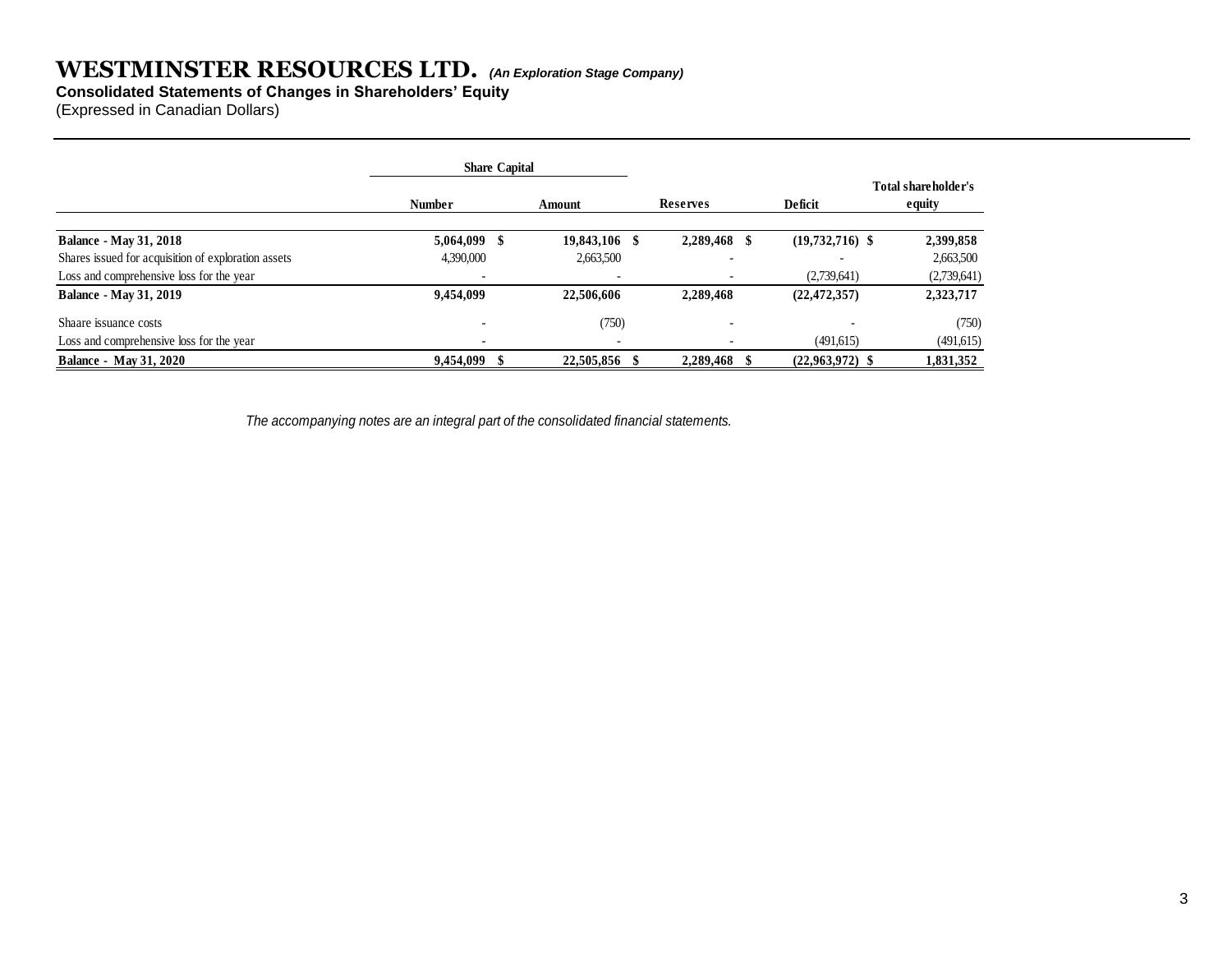# WESTMINSTER RESOURCES LTD. *(An Exploration Stage Company)*

**Consolidated Statements of Changes in Shareholders' Equity**

(Expressed in Canadian Dollars)

| | Share Capital | | | | |
|---|---|---|---|---|---|
| | Number | Amount | Reserves | Deficit | Total shareholder's equity |
| **Balance - May 31, 2018** | **5,064,099** | **$ 19,843,106** | **$ 2,289,468** | **$ (19,732,716)** | **$ 2,399,858** |
| Shares issued for acquisition of exploration assets | 4,390,000 | 2,663,500 | - | - | 2,663,500 |
| Loss and comprehensive loss for the year | - | - | - | (2,739,641) | (2,739,641) |
| **Balance - May 31, 2019** | **9,454,099** | **22,506,606** | **2,289,468** | **(22,472,357)** | **2,323,717** |
| Shaare issuance costs | - | (750) | - | - | (750) |
| Loss and comprehensive loss for the year | - | - | - | (491,615) | (491,615) |
| **Balance - May 31, 2020** | **9,454,099** | **$ 22,505,856** | **$ 2,289,468** | **$ (22,963,972)** | **$ 1,831,352** |

*The accompanying notes are an integral part of the consolidated financial statements.*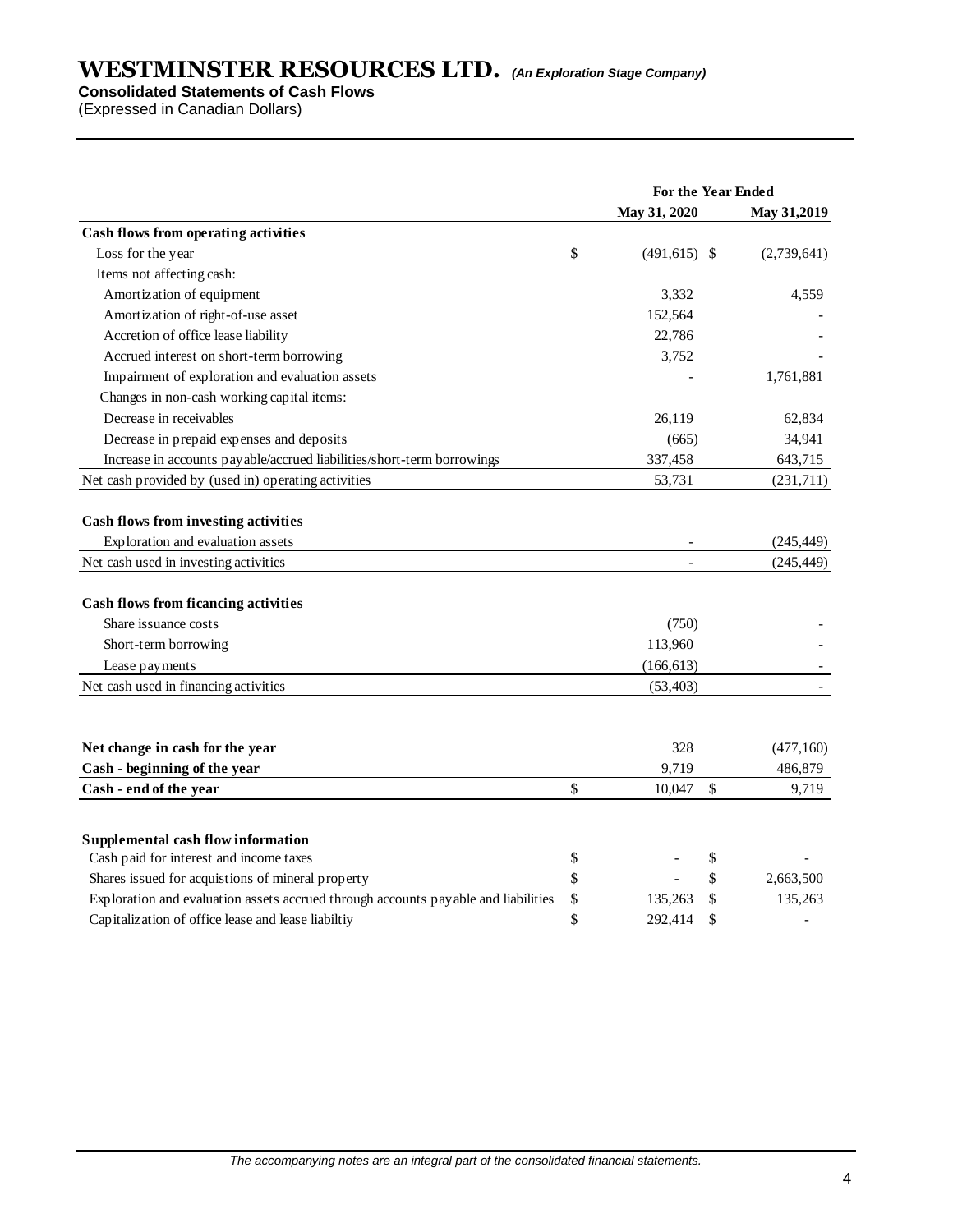# WESTMINSTER RESOURCES LTD. *(An Exploration Stage Company)*

**Consolidated Statements of Cash Flows**

(Expressed in Canadian Dollars)

| | For the Year Ended | |
|---|---|---|
| | **May 31, 2020** | **May 31,2019** |
| **Cash flows from operating activities** | | |
| Loss for the year | $ (491,615) | $ (2,739,641) |
| Items not affecting cash: | | |
| Amortization of equipment | 3,332 | 4,559 |
| Amortization of right-of-use asset | 152,564 | - |
| Accretion of office lease liability | 22,786 | - |
| Accrued interest on short-term borrowing | 3,752 | - |
| Impairment of exploration and evaluation assets | - | 1,761,881 |
| Changes in non-cash working capital items: | | |
| Decrease in receivables | 26,119 | 62,834 |
| Decrease in prepaid expenses and deposits | (665) | 34,941 |
| Increase in accounts payable/accrued liabilities/short-term borrowings | 337,458 | 643,715 |
| Net cash provided by (used in) operating activities | 53,731 | (231,711) |
| **Cash flows from investing activities** | | |
| Exploration and evaluation assets | - | (245,449) |
| Net cash used in investing activities | - | (245,449) |
| **Cash flows from ficancing activities** | | |
| Share issuance costs | (750) | - |
| Short-term borrowing | 113,960 | - |
| Lease payments | (166,613) | - |
| Net cash used in financing activities | (53,403) | - |
| **Net change in cash for the year** | 328 | (477,160) |
| **Cash - beginning of the year** | 9,719 | 486,879 |
| **Cash - end of the year** | $ 10,047 | $ 9,719 |
| **Supplemental cash flow information** | | |
| Cash paid for interest and income taxes | $ - | $ - |
| Shares issued for acquistions of mineral property | $ - | $ 2,663,500 |
| Exploration and evaluation assets accrued through accounts payable and liabilities | $ 135,263 | $ 135,263 |
| Capitalization of office lease and lease liabiltiy | $ 292,414 | $ - |

*The accompanying notes are an integral part of the consolidated financial statements.*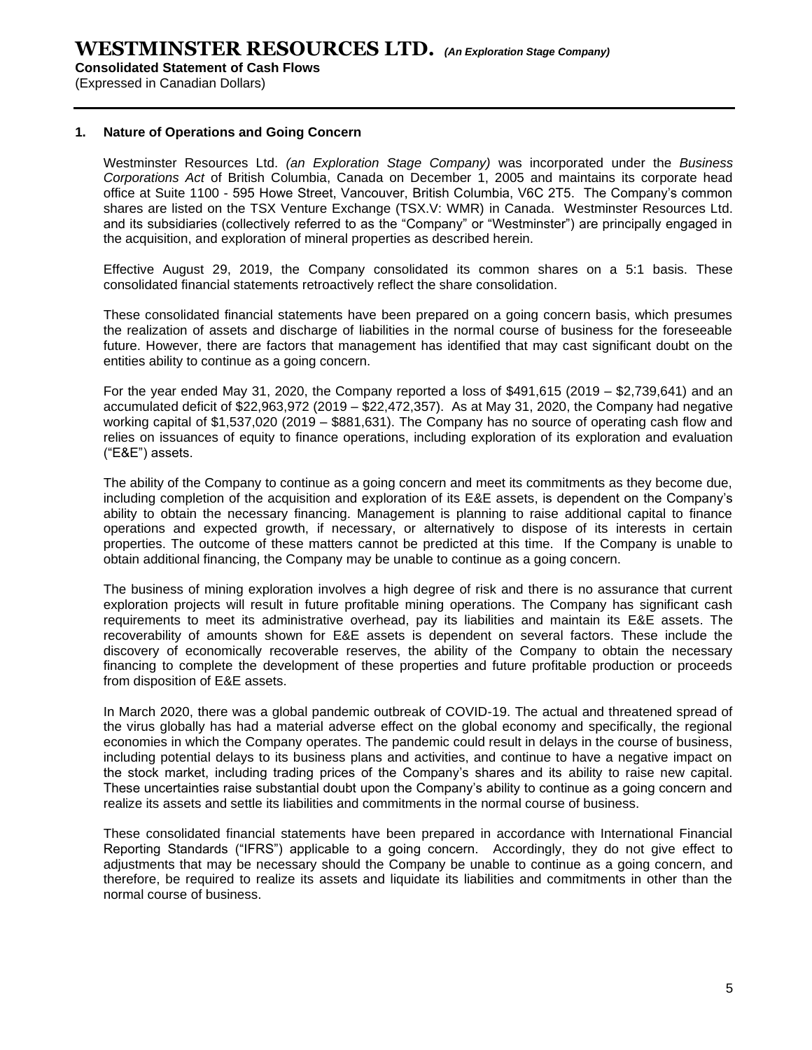## 1. Nature of Operations and Going Concern

Westminster Resources Ltd. *(an Exploration Stage Company)* was incorporated under the *Business Corporations Act* of British Columbia, Canada on December 1, 2005 and maintains its corporate head office at Suite 1100 - 595 Howe Street, Vancouver, British Columbia, V6C 2T5. The Company's common shares are listed on the TSX Venture Exchange (TSX.V: WMR) in Canada. Westminster Resources Ltd. and its subsidiaries (collectively referred to as the "Company" or "Westminster") are principally engaged in the acquisition, and exploration of mineral properties as described herein.

Effective August 29, 2019, the Company consolidated its common shares on a 5:1 basis. These consolidated financial statements retroactively reflect the share consolidation.

These consolidated financial statements have been prepared on a going concern basis, which presumes the realization of assets and discharge of liabilities in the normal course of business for the foreseeable future. However, there are factors that management has identified that may cast significant doubt on the entities ability to continue as a going concern.

For the year ended May 31, 2020, the Company reported a loss of $491,615 (2019 – $2,739,641) and an accumulated deficit of $22,963,972 (2019 – $22,472,357). As at May 31, 2020, the Company had negative working capital of $1,537,020 (2019 – $881,631). The Company has no source of operating cash flow and relies on issuances of equity to finance operations, including exploration of its exploration and evaluation ("E&E") assets.

The ability of the Company to continue as a going concern and meet its commitments as they become due, including completion of the acquisition and exploration of its E&E assets, is dependent on the Company's ability to obtain the necessary financing. Management is planning to raise additional capital to finance operations and expected growth, if necessary, or alternatively to dispose of its interests in certain properties. The outcome of these matters cannot be predicted at this time. If the Company is unable to obtain additional financing, the Company may be unable to continue as a going concern.

The business of mining exploration involves a high degree of risk and there is no assurance that current exploration projects will result in future profitable mining operations. The Company has significant cash requirements to meet its administrative overhead, pay its liabilities and maintain its E&E assets. The recoverability of amounts shown for E&E assets is dependent on several factors. These include the discovery of economically recoverable reserves, the ability of the Company to obtain the necessary financing to complete the development of these properties and future profitable production or proceeds from disposition of E&E assets.

In March 2020, there was a global pandemic outbreak of COVID-19. The actual and threatened spread of the virus globally has had a material adverse effect on the global economy and specifically, the regional economies in which the Company operates. The pandemic could result in delays in the course of business, including potential delays to its business plans and activities, and continue to have a negative impact on the stock market, including trading prices of the Company's shares and its ability to raise new capital. These uncertainties raise substantial doubt upon the Company's ability to continue as a going concern and realize its assets and settle its liabilities and commitments in the normal course of business.

These consolidated financial statements have been prepared in accordance with International Financial Reporting Standards ("IFRS") applicable to a going concern. Accordingly, they do not give effect to adjustments that may be necessary should the Company be unable to continue as a going concern, and therefore, be required to realize its assets and liquidate its liabilities and commitments in other than the normal course of business.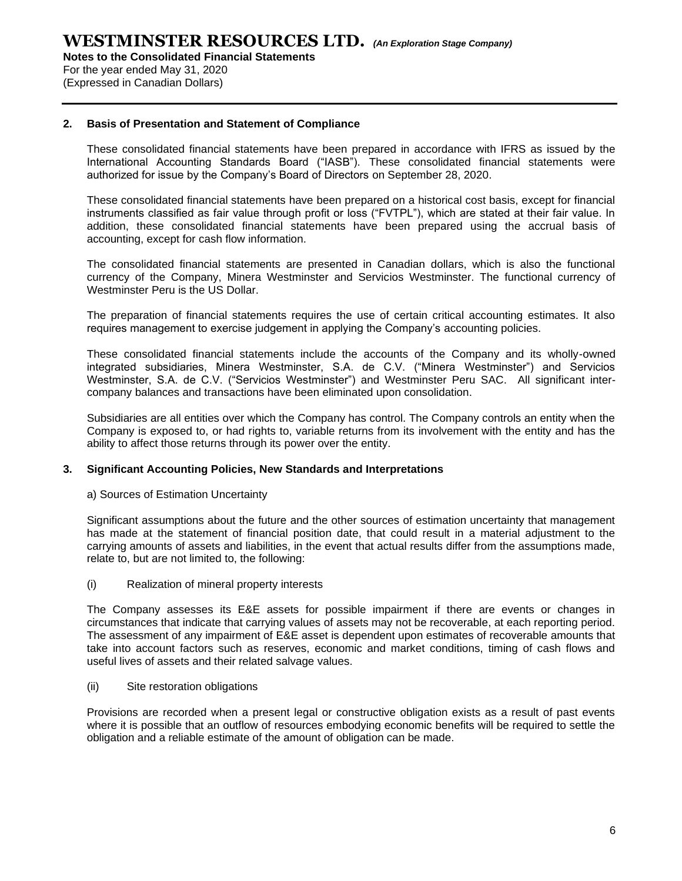## 2. Basis of Presentation and Statement of Compliance

These consolidated financial statements have been prepared in accordance with IFRS as issued by the International Accounting Standards Board ("IASB"). These consolidated financial statements were authorized for issue by the Company's Board of Directors on September 28, 2020.

These consolidated financial statements have been prepared on a historical cost basis, except for financial instruments classified as fair value through profit or loss ("FVTPL"), which are stated at their fair value. In addition, these consolidated financial statements have been prepared using the accrual basis of accounting, except for cash flow information.

The consolidated financial statements are presented in Canadian dollars, which is also the functional currency of the Company, Minera Westminster and Servicios Westminster. The functional currency of Westminster Peru is the US Dollar.

The preparation of financial statements requires the use of certain critical accounting estimates. It also requires management to exercise judgement in applying the Company's accounting policies.

These consolidated financial statements include the accounts of the Company and its wholly-owned integrated subsidiaries, Minera Westminster, S.A. de C.V. ("Minera Westminster") and Servicios Westminster, S.A. de C.V. ("Servicios Westminster") and Westminster Peru SAC. All significant inter-company balances and transactions have been eliminated upon consolidation.

Subsidiaries are all entities over which the Company has control. The Company controls an entity when the Company is exposed to, or had rights to, variable returns from its involvement with the entity and has the ability to affect those returns through its power over the entity.

## 3. Significant Accounting Policies, New Standards and Interpretations

a) Sources of Estimation Uncertainty

Significant assumptions about the future and the other sources of estimation uncertainty that management has made at the statement of financial position date, that could result in a material adjustment to the carrying amounts of assets and liabilities, in the event that actual results differ from the assumptions made, relate to, but are not limited to, the following:

(i) Realization of mineral property interests

The Company assesses its E&E assets for possible impairment if there are events or changes in circumstances that indicate that carrying values of assets may not be recoverable, at each reporting period. The assessment of any impairment of E&E asset is dependent upon estimates of recoverable amounts that take into account factors such as reserves, economic and market conditions, timing of cash flows and useful lives of assets and their related salvage values.

(ii) Site restoration obligations

Provisions are recorded when a present legal or constructive obligation exists as a result of past events where it is possible that an outflow of resources embodying economic benefits will be required to settle the obligation and a reliable estimate of the amount of obligation can be made.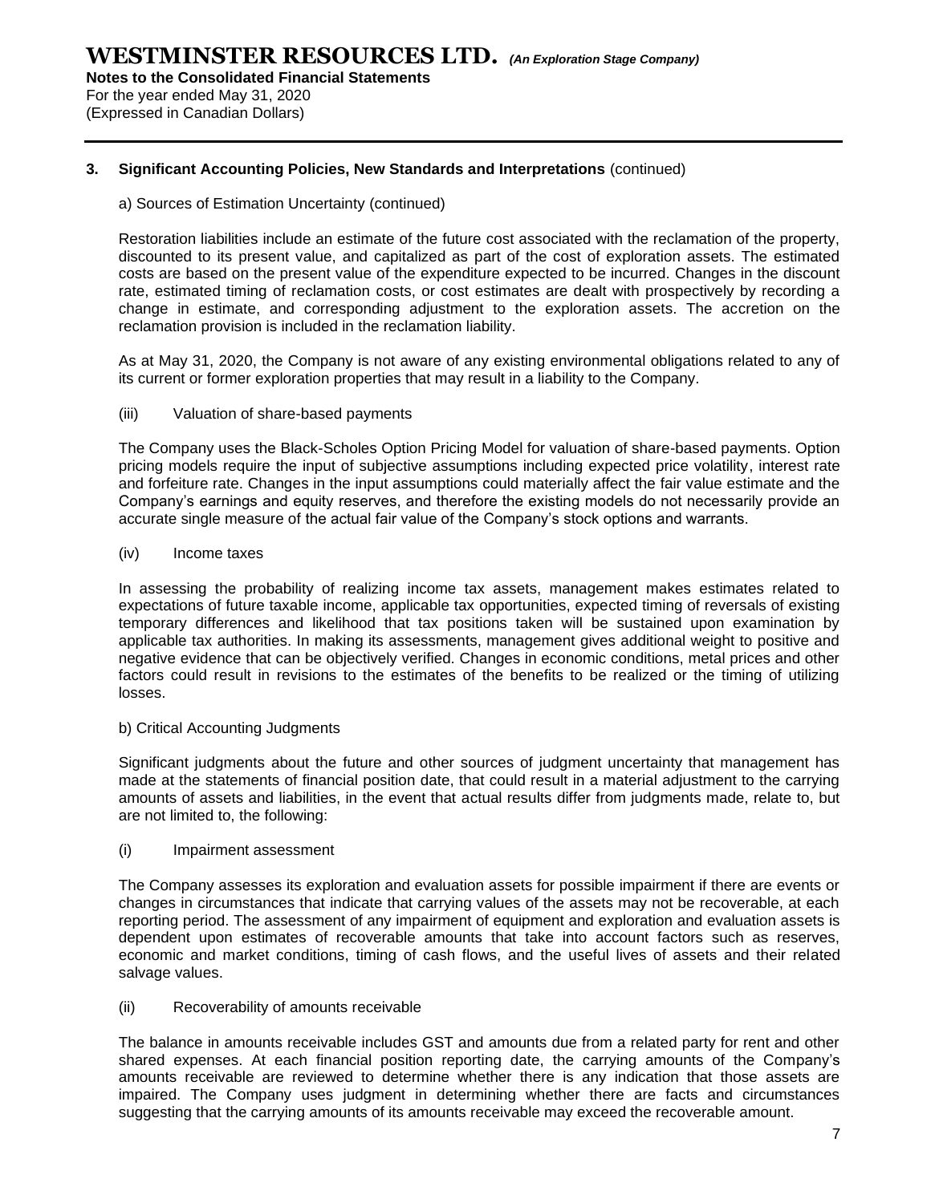## 3. Significant Accounting Policies, New Standards and Interpretations (continued)

a) Sources of Estimation Uncertainty (continued)

Restoration liabilities include an estimate of the future cost associated with the reclamation of the property, discounted to its present value, and capitalized as part of the cost of exploration assets. The estimated costs are based on the present value of the expenditure expected to be incurred. Changes in the discount rate, estimated timing of reclamation costs, or cost estimates are dealt with prospectively by recording a change in estimate, and corresponding adjustment to the exploration assets. The accretion on the reclamation provision is included in the reclamation liability.

As at May 31, 2020, the Company is not aware of any existing environmental obligations related to any of its current or former exploration properties that may result in a liability to the Company.

(iii) Valuation of share-based payments

The Company uses the Black-Scholes Option Pricing Model for valuation of share-based payments. Option pricing models require the input of subjective assumptions including expected price volatility, interest rate and forfeiture rate. Changes in the input assumptions could materially affect the fair value estimate and the Company's earnings and equity reserves, and therefore the existing models do not necessarily provide an accurate single measure of the actual fair value of the Company's stock options and warrants.

(iv) Income taxes

In assessing the probability of realizing income tax assets, management makes estimates related to expectations of future taxable income, applicable tax opportunities, expected timing of reversals of existing temporary differences and likelihood that tax positions taken will be sustained upon examination by applicable tax authorities. In making its assessments, management gives additional weight to positive and negative evidence that can be objectively verified. Changes in economic conditions, metal prices and other factors could result in revisions to the estimates of the benefits to be realized or the timing of utilizing losses.

b) Critical Accounting Judgments

Significant judgments about the future and other sources of judgment uncertainty that management has made at the statements of financial position date, that could result in a material adjustment to the carrying amounts of assets and liabilities, in the event that actual results differ from judgments made, relate to, but are not limited to, the following:

(i) Impairment assessment

The Company assesses its exploration and evaluation assets for possible impairment if there are events or changes in circumstances that indicate that carrying values of the assets may not be recoverable, at each reporting period. The assessment of any impairment of equipment and exploration and evaluation assets is dependent upon estimates of recoverable amounts that take into account factors such as reserves, economic and market conditions, timing of cash flows, and the useful lives of assets and their related salvage values.

(ii) Recoverability of amounts receivable

The balance in amounts receivable includes GST and amounts due from a related party for rent and other shared expenses. At each financial position reporting date, the carrying amounts of the Company's amounts receivable are reviewed to determine whether there is any indication that those assets are impaired. The Company uses judgment in determining whether there are facts and circumstances suggesting that the carrying amounts of its amounts receivable may exceed the recoverable amount.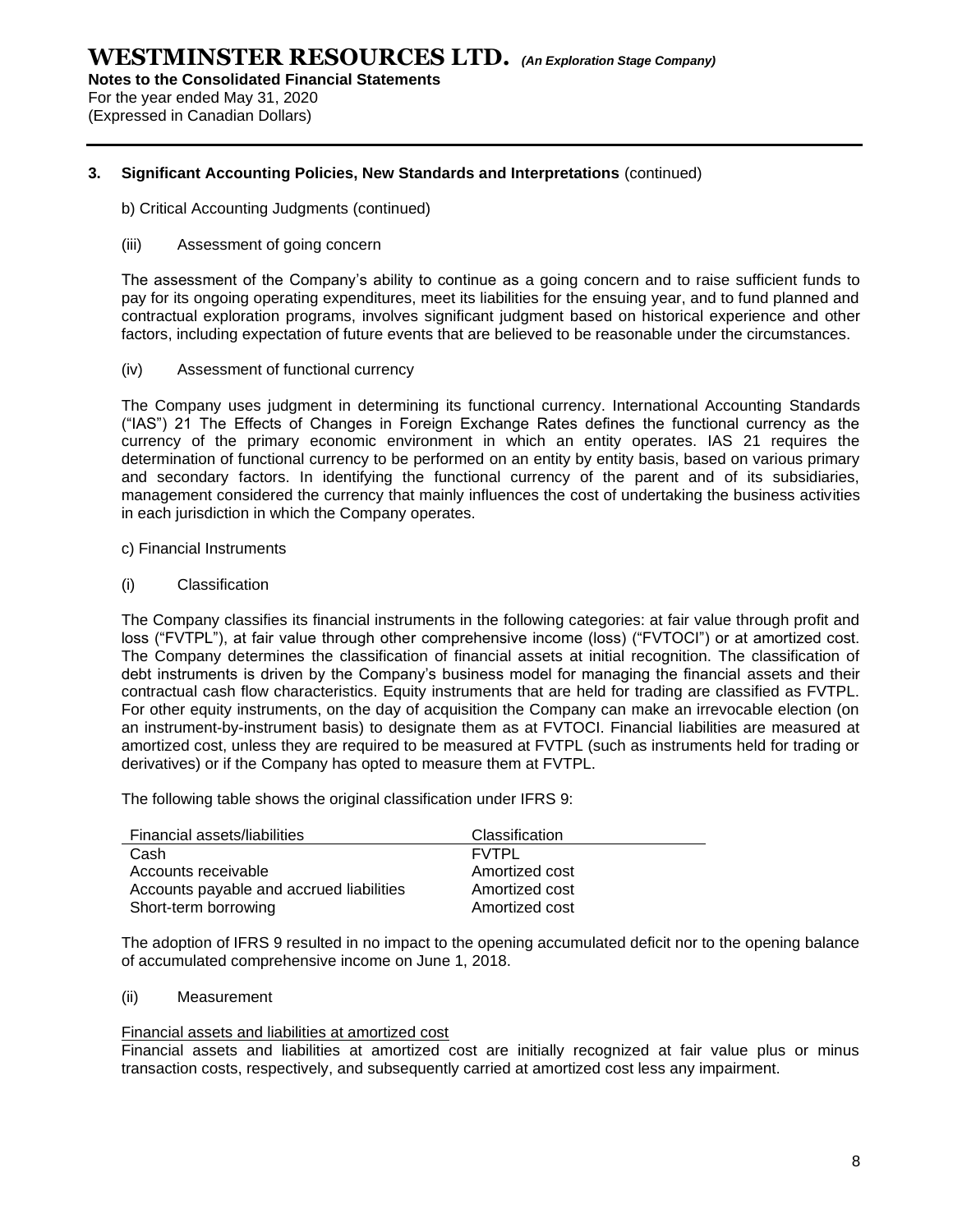## 3. Significant Accounting Policies, New Standards and Interpretations (continued)

b) Critical Accounting Judgments (continued)

(iii) Assessment of going concern

The assessment of the Company's ability to continue as a going concern and to raise sufficient funds to pay for its ongoing operating expenditures, meet its liabilities for the ensuing year, and to fund planned and contractual exploration programs, involves significant judgment based on historical experience and other factors, including expectation of future events that are believed to be reasonable under the circumstances.

(iv) Assessment of functional currency

The Company uses judgment in determining its functional currency. International Accounting Standards ("IAS") 21 The Effects of Changes in Foreign Exchange Rates defines the functional currency as the currency of the primary economic environment in which an entity operates. IAS 21 requires the determination of functional currency to be performed on an entity by entity basis, based on various primary and secondary factors. In identifying the functional currency of the parent and of its subsidiaries, management considered the currency that mainly influences the cost of undertaking the business activities in each jurisdiction in which the Company operates.

c) Financial Instruments

(i) Classification

The Company classifies its financial instruments in the following categories: at fair value through profit and loss ("FVTPL"), at fair value through other comprehensive income (loss) ("FVTOCI") or at amortized cost. The Company determines the classification of financial assets at initial recognition. The classification of debt instruments is driven by the Company's business model for managing the financial assets and their contractual cash flow characteristics. Equity instruments that are held for trading are classified as FVTPL. For other equity instruments, on the day of acquisition the Company can make an irrevocable election (on an instrument-by-instrument basis) to designate them as at FVTOCI. Financial liabilities are measured at amortized cost, unless they are required to be measured at FVTPL (such as instruments held for trading or derivatives) or if the Company has opted to measure them at FVTPL.

The following table shows the original classification under IFRS 9:

| Financial assets/liabilities | Classification |
|---|---|
| Cash | FVTPL |
| Accounts receivable | Amortized cost |
| Accounts payable and accrued liabilities | Amortized cost |
| Short-term borrowing | Amortized cost |

The adoption of IFRS 9 resulted in no impact to the opening accumulated deficit nor to the opening balance of accumulated comprehensive income on June 1, 2018.

(ii) Measurement

Financial assets and liabilities at amortized cost

Financial assets and liabilities at amortized cost are initially recognized at fair value plus or minus transaction costs, respectively, and subsequently carried at amortized cost less any impairment.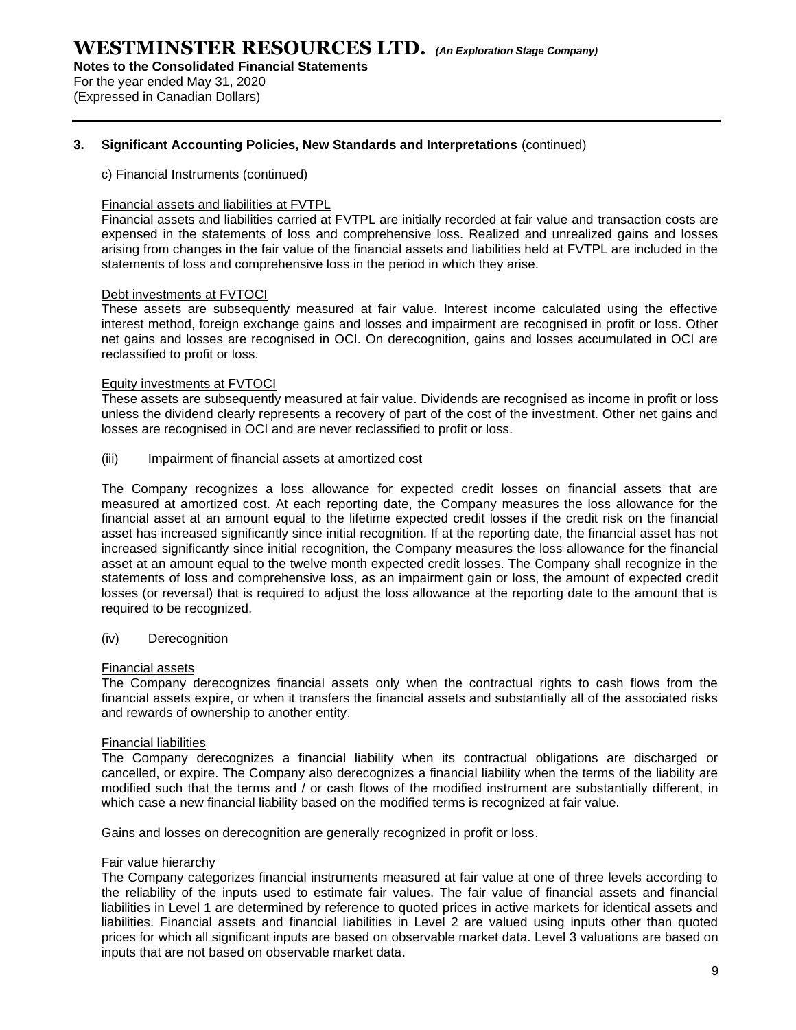## 3. Significant Accounting Policies, New Standards and Interpretations (continued)

c) Financial Instruments (continued)

Financial assets and liabilities at FVTPL

Financial assets and liabilities carried at FVTPL are initially recorded at fair value and transaction costs are expensed in the statements of loss and comprehensive loss. Realized and unrealized gains and losses arising from changes in the fair value of the financial assets and liabilities held at FVTPL are included in the statements of loss and comprehensive loss in the period in which they arise.

Debt investments at FVTOCI

These assets are subsequently measured at fair value. Interest income calculated using the effective interest method, foreign exchange gains and losses and impairment are recognised in profit or loss. Other net gains and losses are recognised in OCI. On derecognition, gains and losses accumulated in OCI are reclassified to profit or loss.

Equity investments at FVTOCI

These assets are subsequently measured at fair value. Dividends are recognised as income in profit or loss unless the dividend clearly represents a recovery of part of the cost of the investment. Other net gains and losses are recognised in OCI and are never reclassified to profit or loss.

(iii) Impairment of financial assets at amortized cost

The Company recognizes a loss allowance for expected credit losses on financial assets that are measured at amortized cost. At each reporting date, the Company measures the loss allowance for the financial asset at an amount equal to the lifetime expected credit losses if the credit risk on the financial asset has increased significantly since initial recognition. If at the reporting date, the financial asset has not increased significantly since initial recognition, the Company measures the loss allowance for the financial asset at an amount equal to the twelve month expected credit losses. The Company shall recognize in the statements of loss and comprehensive loss, as an impairment gain or loss, the amount of expected credit losses (or reversal) that is required to adjust the loss allowance at the reporting date to the amount that is required to be recognized.

(iv) Derecognition

Financial assets

The Company derecognizes financial assets only when the contractual rights to cash flows from the financial assets expire, or when it transfers the financial assets and substantially all of the associated risks and rewards of ownership to another entity.

Financial liabilities

The Company derecognizes a financial liability when its contractual obligations are discharged or cancelled, or expire. The Company also derecognizes a financial liability when the terms of the liability are modified such that the terms and / or cash flows of the modified instrument are substantially different, in which case a new financial liability based on the modified terms is recognized at fair value.

Gains and losses on derecognition are generally recognized in profit or loss.

Fair value hierarchy

The Company categorizes financial instruments measured at fair value at one of three levels according to the reliability of the inputs used to estimate fair values. The fair value of financial assets and financial liabilities in Level 1 are determined by reference to quoted prices in active markets for identical assets and liabilities. Financial assets and financial liabilities in Level 2 are valued using inputs other than quoted prices for which all significant inputs are based on observable market data. Level 3 valuations are based on inputs that are not based on observable market data.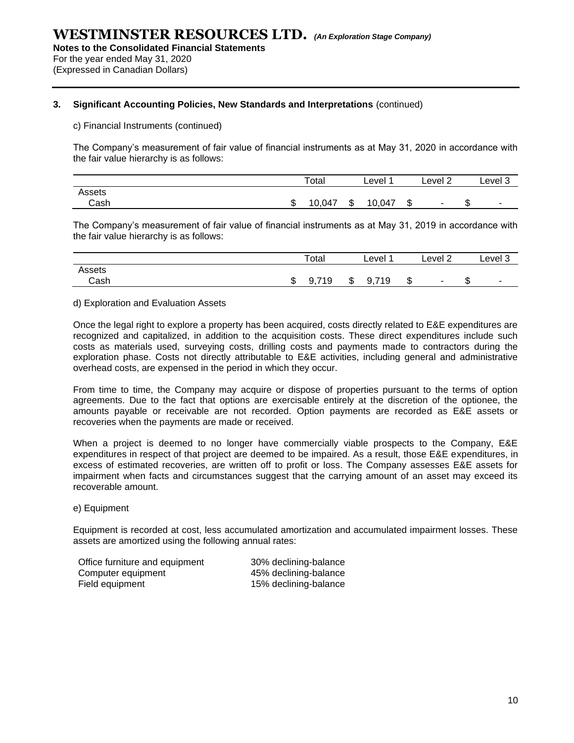### 3. Significant Accounting Policies, New Standards and Interpretations (continued)

c) Financial Instruments (continued)

The Company's measurement of fair value of financial instruments as at May 31, 2020 in accordance with the fair value hierarchy is as follows:

| | Total | Level 1 | Level 2 | Level 3 |
|---|---|---|---|---|
| Assets | | | | |
| Cash | $ 10,047 | $ 10,047 | $ - | $ - |

The Company's measurement of fair value of financial instruments as at May 31, 2019 in accordance with the fair value hierarchy is as follows:

| | Total | Level 1 | Level 2 | Level 3 |
|---|---|---|---|---|
| Assets | | | | |
| Cash | $ 9,719 | $ 9,719 | $ - | $ - |

d) Exploration and Evaluation Assets

Once the legal right to explore a property has been acquired, costs directly related to E&E expenditures are recognized and capitalized, in addition to the acquisition costs. These direct expenditures include such costs as materials used, surveying costs, drilling costs and payments made to contractors during the exploration phase. Costs not directly attributable to E&E activities, including general and administrative overhead costs, are expensed in the period in which they occur.

From time to time, the Company may acquire or dispose of properties pursuant to the terms of option agreements. Due to the fact that options are exercisable entirely at the discretion of the optionee, the amounts payable or receivable are not recorded. Option payments are recorded as E&E assets or recoveries when the payments are made or received.

When a project is deemed to no longer have commercially viable prospects to the Company, E&E expenditures in respect of that project are deemed to be impaired. As a result, those E&E expenditures, in excess of estimated recoveries, are written off to profit or loss. The Company assesses E&E assets for impairment when facts and circumstances suggest that the carrying amount of an asset may exceed its recoverable amount.

e) Equipment

Equipment is recorded at cost, less accumulated amortization and accumulated impairment losses. These assets are amortized using the following annual rates:

| | |
|---|---|
| Office furniture and equipment | 30% declining-balance |
| Computer equipment | 45% declining-balance |
| Field equipment | 15% declining-balance |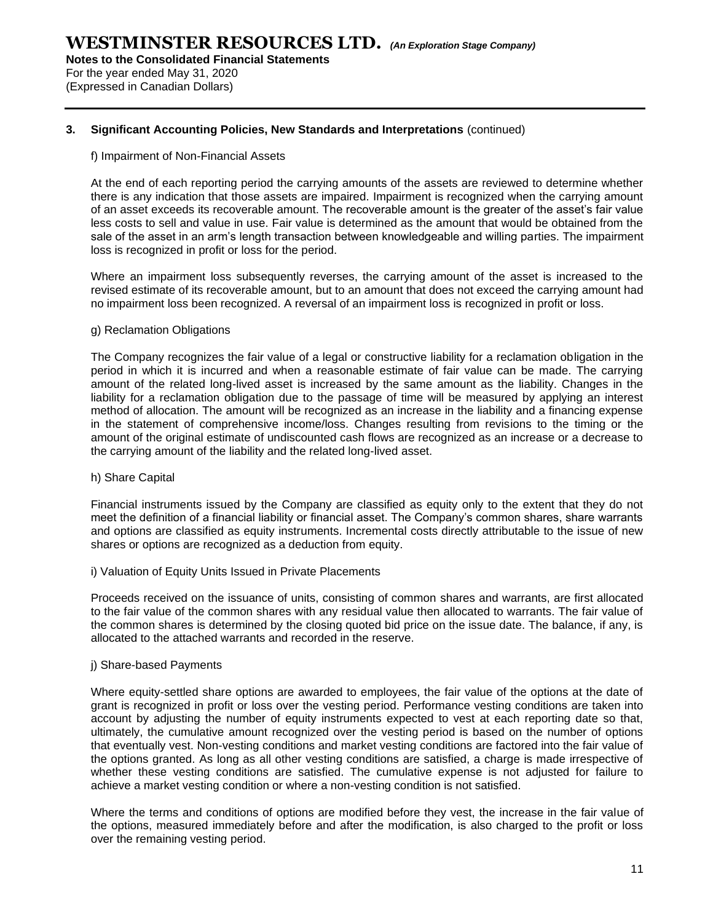### 3. Significant Accounting Policies, New Standards and Interpretations (continued)

f) Impairment of Non-Financial Assets

At the end of each reporting period the carrying amounts of the assets are reviewed to determine whether there is any indication that those assets are impaired. Impairment is recognized when the carrying amount of an asset exceeds its recoverable amount. The recoverable amount is the greater of the asset's fair value less costs to sell and value in use. Fair value is determined as the amount that would be obtained from the sale of the asset in an arm's length transaction between knowledgeable and willing parties. The impairment loss is recognized in profit or loss for the period.

Where an impairment loss subsequently reverses, the carrying amount of the asset is increased to the revised estimate of its recoverable amount, but to an amount that does not exceed the carrying amount had no impairment loss been recognized. A reversal of an impairment loss is recognized in profit or loss.

g) Reclamation Obligations

The Company recognizes the fair value of a legal or constructive liability for a reclamation obligation in the period in which it is incurred and when a reasonable estimate of fair value can be made. The carrying amount of the related long-lived asset is increased by the same amount as the liability. Changes in the liability for a reclamation obligation due to the passage of time will be measured by applying an interest method of allocation. The amount will be recognized as an increase in the liability and a financing expense in the statement of comprehensive income/loss. Changes resulting from revisions to the timing or the amount of the original estimate of undiscounted cash flows are recognized as an increase or a decrease to the carrying amount of the liability and the related long-lived asset.

h) Share Capital

Financial instruments issued by the Company are classified as equity only to the extent that they do not meet the definition of a financial liability or financial asset. The Company's common shares, share warrants and options are classified as equity instruments. Incremental costs directly attributable to the issue of new shares or options are recognized as a deduction from equity.

i) Valuation of Equity Units Issued in Private Placements

Proceeds received on the issuance of units, consisting of common shares and warrants, are first allocated to the fair value of the common shares with any residual value then allocated to warrants. The fair value of the common shares is determined by the closing quoted bid price on the issue date. The balance, if any, is allocated to the attached warrants and recorded in the reserve.

j) Share-based Payments

Where equity-settled share options are awarded to employees, the fair value of the options at the date of grant is recognized in profit or loss over the vesting period. Performance vesting conditions are taken into account by adjusting the number of equity instruments expected to vest at each reporting date so that, ultimately, the cumulative amount recognized over the vesting period is based on the number of options that eventually vest. Non-vesting conditions and market vesting conditions are factored into the fair value of the options granted. As long as all other vesting conditions are satisfied, a charge is made irrespective of whether these vesting conditions are satisfied. The cumulative expense is not adjusted for failure to achieve a market vesting condition or where a non-vesting condition is not satisfied.

Where the terms and conditions of options are modified before they vest, the increase in the fair value of the options, measured immediately before and after the modification, is also charged to the profit or loss over the remaining vesting period.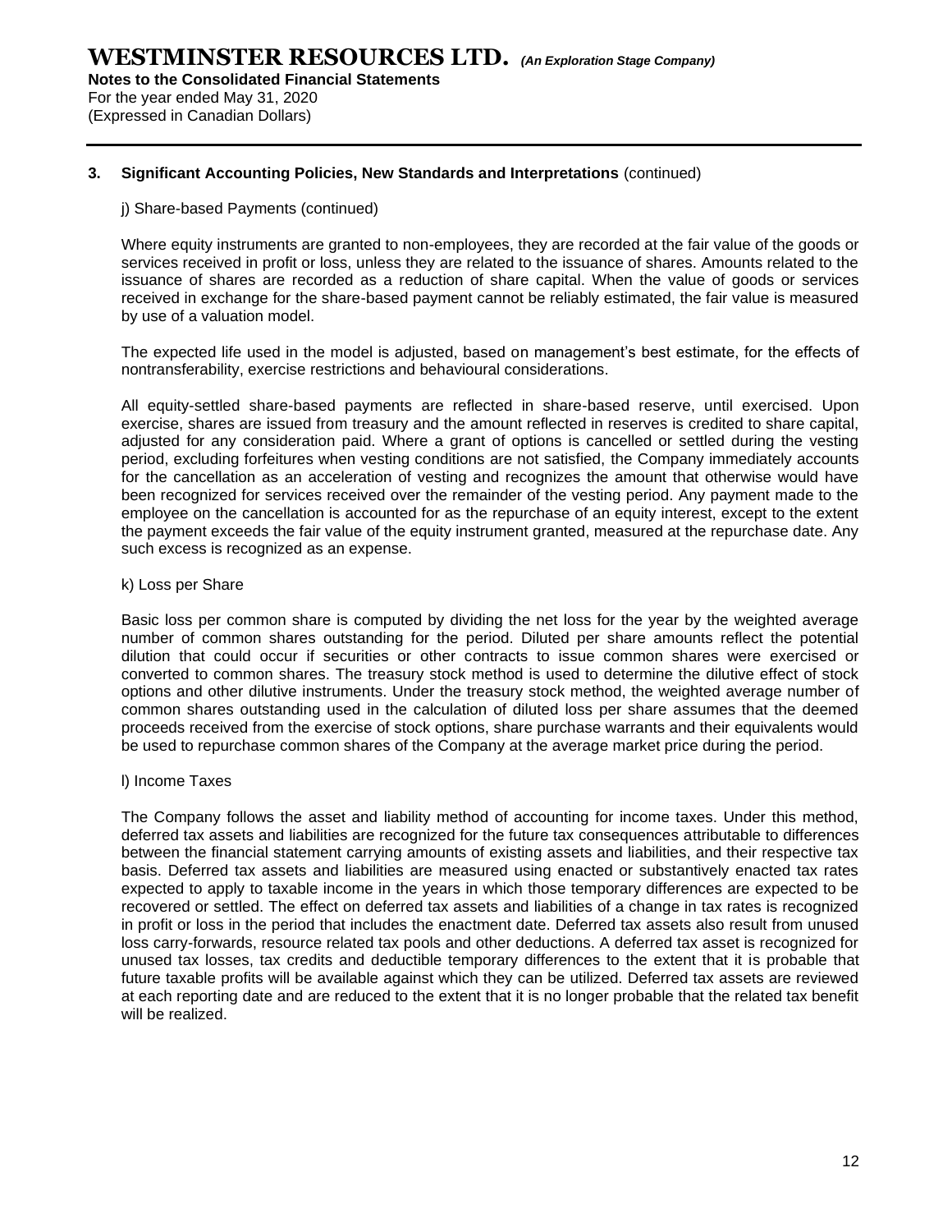### 3. Significant Accounting Policies, New Standards and Interpretations (continued)

j) Share-based Payments (continued)

Where equity instruments are granted to non-employees, they are recorded at the fair value of the goods or services received in profit or loss, unless they are related to the issuance of shares. Amounts related to the issuance of shares are recorded as a reduction of share capital. When the value of goods or services received in exchange for the share-based payment cannot be reliably estimated, the fair value is measured by use of a valuation model.

The expected life used in the model is adjusted, based on management's best estimate, for the effects of nontransferability, exercise restrictions and behavioural considerations.

All equity-settled share-based payments are reflected in share-based reserve, until exercised. Upon exercise, shares are issued from treasury and the amount reflected in reserves is credited to share capital, adjusted for any consideration paid. Where a grant of options is cancelled or settled during the vesting period, excluding forfeitures when vesting conditions are not satisfied, the Company immediately accounts for the cancellation as an acceleration of vesting and recognizes the amount that otherwise would have been recognized for services received over the remainder of the vesting period. Any payment made to the employee on the cancellation is accounted for as the repurchase of an equity interest, except to the extent the payment exceeds the fair value of the equity instrument granted, measured at the repurchase date. Any such excess is recognized as an expense.

k) Loss per Share

Basic loss per common share is computed by dividing the net loss for the year by the weighted average number of common shares outstanding for the period. Diluted per share amounts reflect the potential dilution that could occur if securities or other contracts to issue common shares were exercised or converted to common shares. The treasury stock method is used to determine the dilutive effect of stock options and other dilutive instruments. Under the treasury stock method, the weighted average number of common shares outstanding used in the calculation of diluted loss per share assumes that the deemed proceeds received from the exercise of stock options, share purchase warrants and their equivalents would be used to repurchase common shares of the Company at the average market price during the period.

l) Income Taxes

The Company follows the asset and liability method of accounting for income taxes. Under this method, deferred tax assets and liabilities are recognized for the future tax consequences attributable to differences between the financial statement carrying amounts of existing assets and liabilities, and their respective tax basis. Deferred tax assets and liabilities are measured using enacted or substantively enacted tax rates expected to apply to taxable income in the years in which those temporary differences are expected to be recovered or settled. The effect on deferred tax assets and liabilities of a change in tax rates is recognized in profit or loss in the period that includes the enactment date. Deferred tax assets also result from unused loss carry-forwards, resource related tax pools and other deductions. A deferred tax asset is recognized for unused tax losses, tax credits and deductible temporary differences to the extent that it is probable that future taxable profits will be available against which they can be utilized. Deferred tax assets are reviewed at each reporting date and are reduced to the extent that it is no longer probable that the related tax benefit will be realized.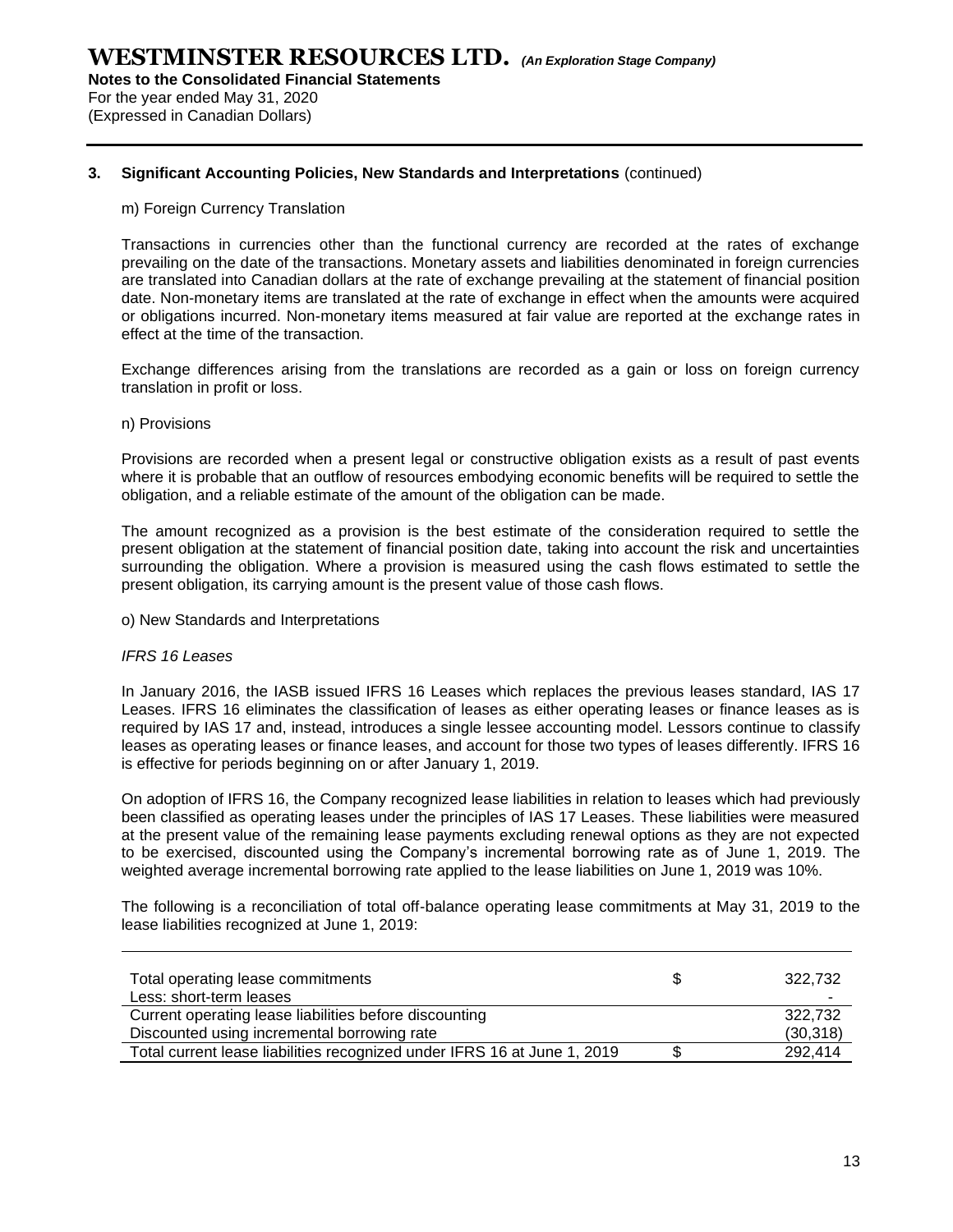### 3. Significant Accounting Policies, New Standards and Interpretations (continued)

m) Foreign Currency Translation

Transactions in currencies other than the functional currency are recorded at the rates of exchange prevailing on the date of the transactions. Monetary assets and liabilities denominated in foreign currencies are translated into Canadian dollars at the rate of exchange prevailing at the statement of financial position date. Non-monetary items are translated at the rate of exchange in effect when the amounts were acquired or obligations incurred. Non-monetary items measured at fair value are reported at the exchange rates in effect at the time of the transaction.

Exchange differences arising from the translations are recorded as a gain or loss on foreign currency translation in profit or loss.

n) Provisions

Provisions are recorded when a present legal or constructive obligation exists as a result of past events where it is probable that an outflow of resources embodying economic benefits will be required to settle the obligation, and a reliable estimate of the amount of the obligation can be made.

The amount recognized as a provision is the best estimate of the consideration required to settle the present obligation at the statement of financial position date, taking into account the risk and uncertainties surrounding the obligation. Where a provision is measured using the cash flows estimated to settle the present obligation, its carrying amount is the present value of those cash flows.

o) New Standards and Interpretations

*IFRS 16 Leases*

In January 2016, the IASB issued IFRS 16 Leases which replaces the previous leases standard, IAS 17 Leases. IFRS 16 eliminates the classification of leases as either operating leases or finance leases as is required by IAS 17 and, instead, introduces a single lessee accounting model. Lessors continue to classify leases as operating leases or finance leases, and account for those two types of leases differently. IFRS 16 is effective for periods beginning on or after January 1, 2019.

On adoption of IFRS 16, the Company recognized lease liabilities in relation to leases which had previously been classified as operating leases under the principles of IAS 17 Leases. These liabilities were measured at the present value of the remaining lease payments excluding renewal options as they are not expected to be exercised, discounted using the Company's incremental borrowing rate as of June 1, 2019. The weighted average incremental borrowing rate applied to the lease liabilities on June 1, 2019 was 10%.

The following is a reconciliation of total off-balance operating lease commitments at May 31, 2019 to the lease liabilities recognized at June 1, 2019:

| | | |
|---|---|---|
| Total operating lease commitments | $ | 322,732 |
| Less: short-term leases | | - |
| Current operating lease liabilities before discounting | | 322,732 |
| Discounted using incremental borrowing rate | | (30,318) |
| Total current lease liabilities recognized under IFRS 16 at June 1, 2019 | $ | 292,414 |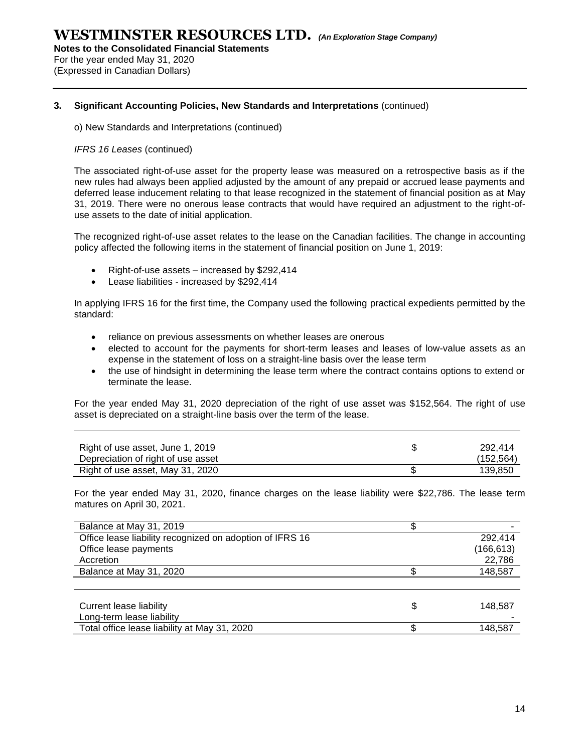**3. Significant Accounting Policies, New Standards and Interpretations** (continued)

o) New Standards and Interpretations (continued)

*IFRS 16 Leases* (continued)

The associated right-of-use asset for the property lease was measured on a retrospective basis as if the new rules had always been applied adjusted by the amount of any prepaid or accrued lease payments and deferred lease inducement relating to that lease recognized in the statement of financial position as at May 31, 2019. There were no onerous lease contracts that would have required an adjustment to the right-of-use assets to the date of initial application.

The recognized right-of-use asset relates to the lease on the Canadian facilities. The change in accounting policy affected the following items in the statement of financial position on June 1, 2019:

- Right-of-use assets – increased by $292,414
- Lease liabilities - increased by $292,414

In applying IFRS 16 for the first time, the Company used the following practical expedients permitted by the standard:

- reliance on previous assessments on whether leases are onerous
- elected to account for the payments for short-term leases and leases of low-value assets as an expense in the statement of loss on a straight-line basis over the lease term
- the use of hindsight in determining the lease term where the contract contains options to extend or terminate the lease.

For the year ended May 31, 2020 depreciation of the right of use asset was $152,564. The right of use asset is depreciated on a straight-line basis over the term of the lease.

| | | |
|---|---|---|
| Right of use asset, June 1, 2019 | $ | 292,414 |
| Depreciation of right of use asset | | (152,564) |
| Right of use asset, May 31, 2020 | $ | 139,850 |

For the year ended May 31, 2020, finance charges on the lease liability were $22,786. The lease term matures on April 30, 2021.

| | | |
|---|---|---|
| Balance at May 31, 2019 | $ | - |
| Office lease liability recognized on adoption of IFRS 16 | | 292,414 |
| Office lease payments | | (166,613) |
| Accretion | | 22,786 |
| Balance at May 31, 2020 | $ | 148,587 |

| | | |
|---|---|---|
| Current lease liability | $ | 148,587 |
| Long-term lease liability | | - |
| Total office lease liability at May 31, 2020 | $ | 148,587 |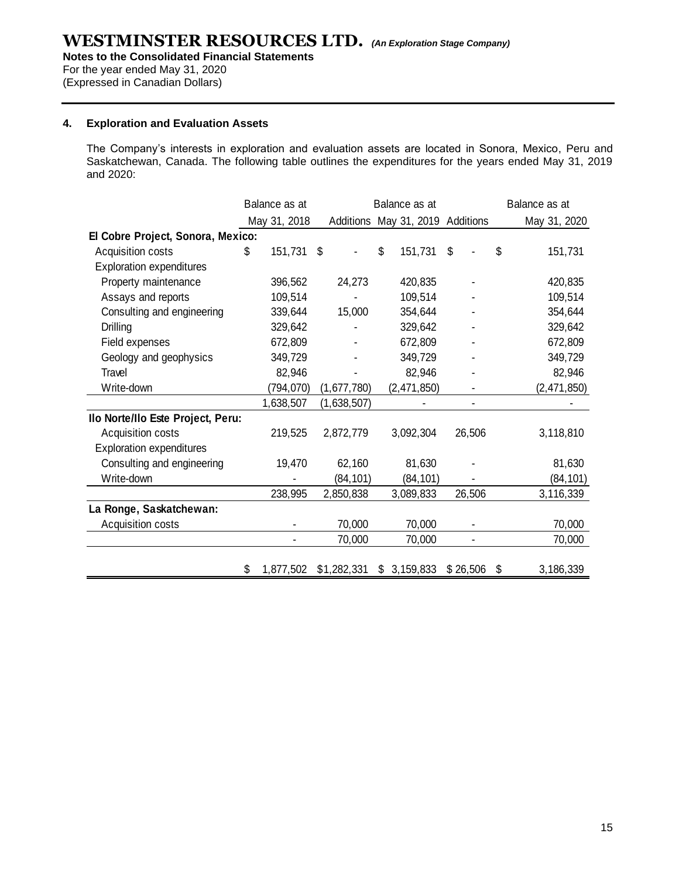## 4. Exploration and Evaluation Assets

The Company's interests in exploration and evaluation assets are located in Sonora, Mexico, Peru and Saskatchewan, Canada. The following table outlines the expenditures for the years ended May 31, 2019 and 2020:

| | Balance as at May 31, 2018 | Additions | Balance as at May 31, 2019 | Additions | Balance as at May 31, 2020 |
|---|---|---|---|---|---|
| **El Cobre Project, Sonora, Mexico:** | | | | | |
| Acquisition costs | $ 151,731 | $ - | $ 151,731 | $ - | $ 151,731 |
| Exploration expenditures | | | | | |
| Property maintenance | 396,562 | 24,273 | 420,835 | - | 420,835 |
| Assays and reports | 109,514 | - | 109,514 | - | 109,514 |
| Consulting and engineering | 339,644 | 15,000 | 354,644 | - | 354,644 |
| Drilling | 329,642 | - | 329,642 | - | 329,642 |
| Field expenses | 672,809 | - | 672,809 | - | 672,809 |
| Geology and geophysics | 349,729 | - | 349,729 | - | 349,729 |
| Travel | 82,946 | - | 82,946 | - | 82,946 |
| Write-down | (794,070) | (1,677,780) | (2,471,850) | - | (2,471,850) |
| | 1,638,507 | (1,638,507) | - | - | - |
| **Ilo Norte/Ilo Este Project, Peru:** | | | | | |
| Acquisition costs | 219,525 | 2,872,779 | 3,092,304 | 26,506 | 3,118,810 |
| Exploration expenditures | | | | | |
| Consulting and engineering | 19,470 | 62,160 | 81,630 | - | 81,630 |
| Write-down | - | (84,101) | (84,101) | - | (84,101) |
| | 238,995 | 2,850,838 | 3,089,833 | 26,506 | 3,116,339 |
| **La Ronge, Saskatchewan:** | | | | | |
| Acquisition costs | - | 70,000 | 70,000 | - | 70,000 |
| | - | 70,000 | 70,000 | - | 70,000 |
| | $ 1,877,502 | $1,282,331 | $ 3,159,833 | $ 26,506 | $ 3,186,339 |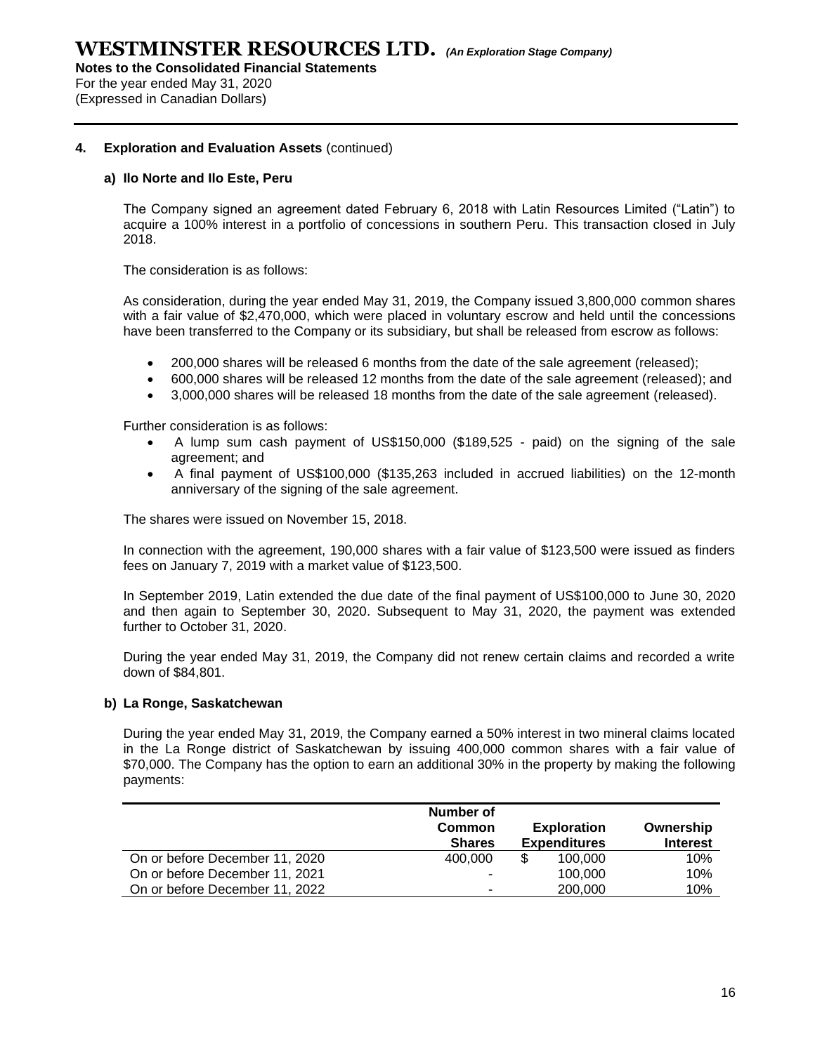## 4. Exploration and Evaluation Assets (continued)

### a) Ilo Norte and Ilo Este, Peru

The Company signed an agreement dated February 6, 2018 with Latin Resources Limited ("Latin") to acquire a 100% interest in a portfolio of concessions in southern Peru. This transaction closed in July 2018.

The consideration is as follows:

As consideration, during the year ended May 31, 2019, the Company issued 3,800,000 common shares with a fair value of $2,470,000, which were placed in voluntary escrow and held until the concessions have been transferred to the Company or its subsidiary, but shall be released from escrow as follows:

- 200,000 shares will be released 6 months from the date of the sale agreement (released);
- 600,000 shares will be released 12 months from the date of the sale agreement (released); and
- 3,000,000 shares will be released 18 months from the date of the sale agreement (released).

Further consideration is as follows:

- A lump sum cash payment of US$150,000 ($189,525 - paid) on the signing of the sale agreement; and
- A final payment of US$100,000 ($135,263 included in accrued liabilities) on the 12-month anniversary of the signing of the sale agreement.

The shares were issued on November 15, 2018.

In connection with the agreement, 190,000 shares with a fair value of $123,500 were issued as finders fees on January 7, 2019 with a market value of $123,500.

In September 2019, Latin extended the due date of the final payment of US$100,000 to June 30, 2020 and then again to September 30, 2020. Subsequent to May 31, 2020, the payment was extended further to October 31, 2020.

During the year ended May 31, 2019, the Company did not renew certain claims and recorded a write down of $84,801.

### b) La Ronge, Saskatchewan

During the year ended May 31, 2019, the Company earned a 50% interest in two mineral claims located in the La Ronge district of Saskatchewan by issuing 400,000 common shares with a fair value of $70,000. The Company has the option to earn an additional 30% in the property by making the following payments:

| | Number of Common Shares | Exploration Expenditures | Ownership Interest |
|---|---|---|---|
| On or before December 11, 2020 | 400,000 | $ 100,000 | 10% |
| On or before December 11, 2021 | - | 100,000 | 10% |
| On or before December 11, 2022 | - | 200,000 | 10% |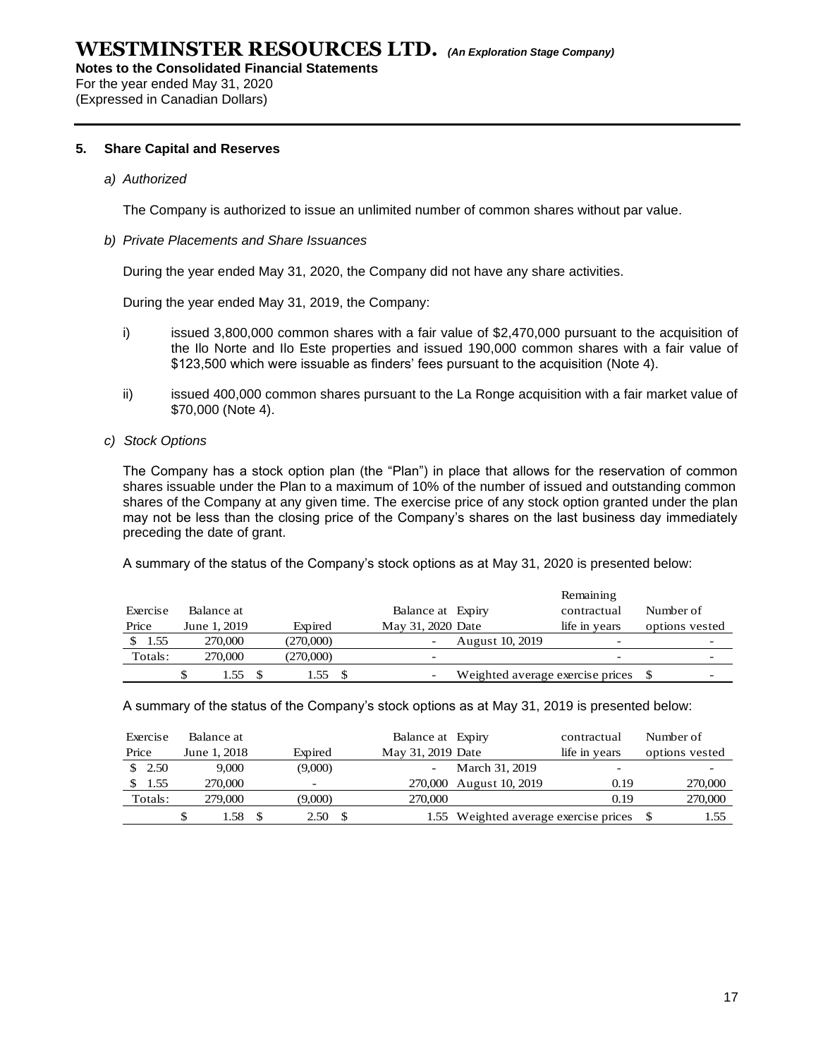## 5. Share Capital and Reserves

*a) Authorized*

The Company is authorized to issue an unlimited number of common shares without par value.

*b) Private Placements and Share Issuances*

During the year ended May 31, 2020, the Company did not have any share activities.

During the year ended May 31, 2019, the Company:

i) issued 3,800,000 common shares with a fair value of $2,470,000 pursuant to the acquisition of the Ilo Norte and Ilo Este properties and issued 190,000 common shares with a fair value of $123,500 which were issuable as finders' fees pursuant to the acquisition (Note 4).

ii) issued 400,000 common shares pursuant to the La Ronge acquisition with a fair market value of $70,000 (Note 4).

*c) Stock Options*

The Company has a stock option plan (the "Plan") in place that allows for the reservation of common shares issuable under the Plan to a maximum of 10% of the number of issued and outstanding common shares of the Company at any given time. The exercise price of any stock option granted under the plan may not be less than the closing price of the Company's shares on the last business day immediately preceding the date of grant.

A summary of the status of the Company's stock options as at May 31, 2020 is presented below:

| Exercise Price | Balance at June 1, 2019 | Expired | Balance at May 31, 2020 | Expiry Date | Remaining contractual life in years | Number of options vested |
|---|---|---|---|---|---|---|
| $ 1.55 | 270,000 | (270,000) | - | August 10, 2019 | - | - |
| Totals: | 270,000 | (270,000) | - | | - | - |
| | $ 1.55 | $ 1.55 | $ - | Weighted average exercise prices | | $ - |

A summary of the status of the Company's stock options as at May 31, 2019 is presented below:

| Exercise Price | Balance at June 1, 2018 | Expired | Balance at May 31, 2019 | Expiry Date | contractual life in years | Number of options vested |
|---|---|---|---|---|---|---|
| $ 2.50 | 9,000 | (9,000) | - | March 31, 2019 | - | - |
| $ 1.55 | 270,000 | - | 270,000 | August 10, 2019 | 0.19 | 270,000 |
| Totals: | 279,000 | (9,000) | 270,000 | | 0.19 | 270,000 |
| | $ 1.58 | $ 2.50 | $ 1.55 | Weighted average exercise prices | | $ 1.55 |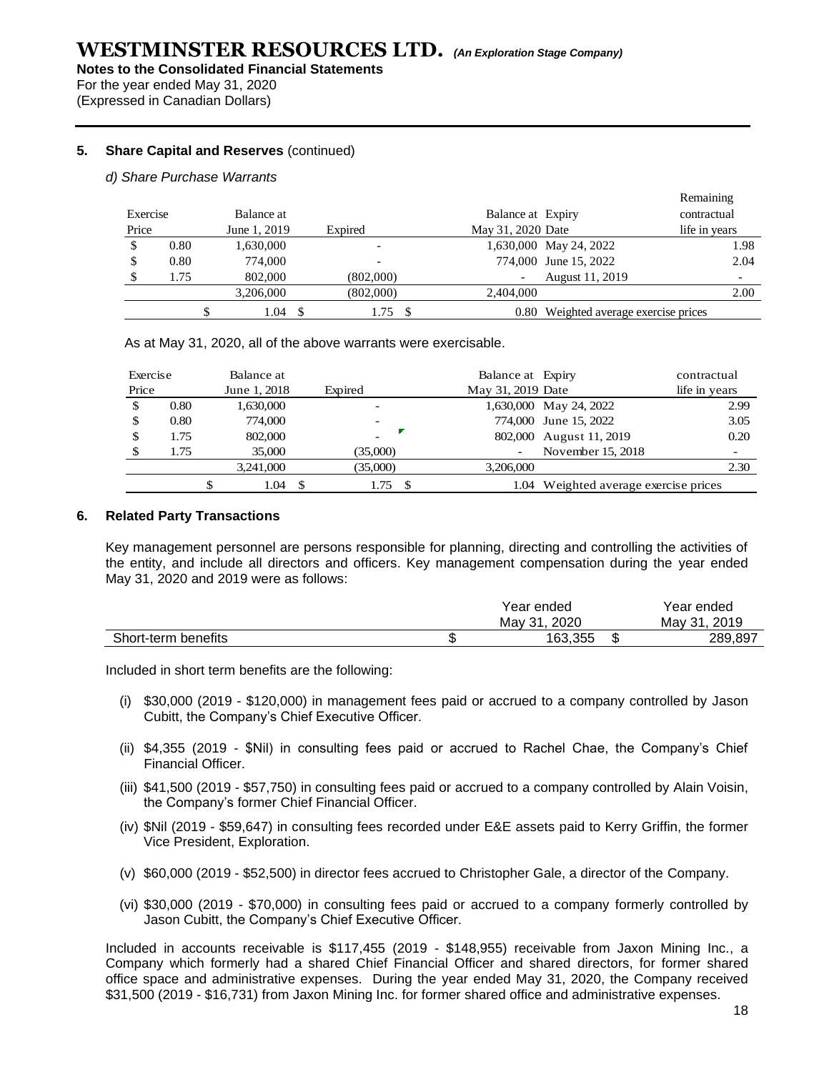**5. Share Capital and Reserves** (continued)

*d) Share Purchase Warrants*

| Exercise Price | Balance at June 1, 2019 | Expired | Balance at May 31, 2020 | Expiry Date | Remaining contractual life in years |
|---|---|---|---|---|---|
| $ 0.80 | 1,630,000 | - | 1,630,000 | May 24, 2022 | 1.98 |
| $ 0.80 | 774,000 | - | 774,000 | June 15, 2022 | 2.04 |
| $ 1.75 | 802,000 | (802,000) | - | August 11, 2019 | - |
| | 3,206,000 | (802,000) | 2,404,000 | | 2.00 |
| | $ 1.04 | $ 1.75 | $ 0.80 | Weighted average exercise prices | |

As at May 31, 2020, all of the above warrants were exercisable.

| Exercise Price | Balance at June 1, 2018 | Expired | Balance at May 31, 2019 | Expiry Date | contractual life in years |
|---|---|---|---|---|---|
| $ 0.80 | 1,630,000 | - | 1,630,000 | May 24, 2022 | 2.99 |
| $ 0.80 | 774,000 | - | 774,000 | June 15, 2022 | 3.05 |
| $ 1.75 | 802,000 | - | 802,000 | August 11, 2019 | 0.20 |
| $ 1.75 | 35,000 | (35,000) | - | November 15, 2018 | - |
| | 3,241,000 | (35,000) | 3,206,000 | | 2.30 |
| | $ 1.04 | $ 1.75 | $ 1.04 | Weighted average exercise prices | |

**6. Related Party Transactions**

Key management personnel are persons responsible for planning, directing and controlling the activities of the entity, and include all directors and officers. Key management compensation during the year ended May 31, 2020 and 2019 were as follows:

| | Year ended May 31, 2020 | Year ended May 31, 2019 |
|---|---|---|
| Short-term benefits | $ 163,355 | $ 289,897 |

Included in short term benefits are the following:

(i) $30,000 (2019 - $120,000) in management fees paid or accrued to a company controlled by Jason Cubitt, the Company's Chief Executive Officer.

(ii) $4,355 (2019 - $Nil) in consulting fees paid or accrued to Rachel Chae, the Company's Chief Financial Officer.

(iii) $41,500 (2019 - $57,750) in consulting fees paid or accrued to a company controlled by Alain Voisin, the Company's former Chief Financial Officer.

(iv) $Nil (2019 - $59,647) in consulting fees recorded under E&E assets paid to Kerry Griffin, the former Vice President, Exploration.

(v) $60,000 (2019 - $52,500) in director fees accrued to Christopher Gale, a director of the Company.

(vi) $30,000 (2019 - $70,000) in consulting fees paid or accrued to a company formerly controlled by Jason Cubitt, the Company's Chief Executive Officer.

Included in accounts receivable is $117,455 (2019 - $148,955) receivable from Jaxon Mining Inc., a Company which formerly had a shared Chief Financial Officer and shared directors, for former shared office space and administrative expenses. During the year ended May 31, 2020, the Company received $31,500 (2019 - $16,731) from Jaxon Mining Inc. for former shared office and administrative expenses.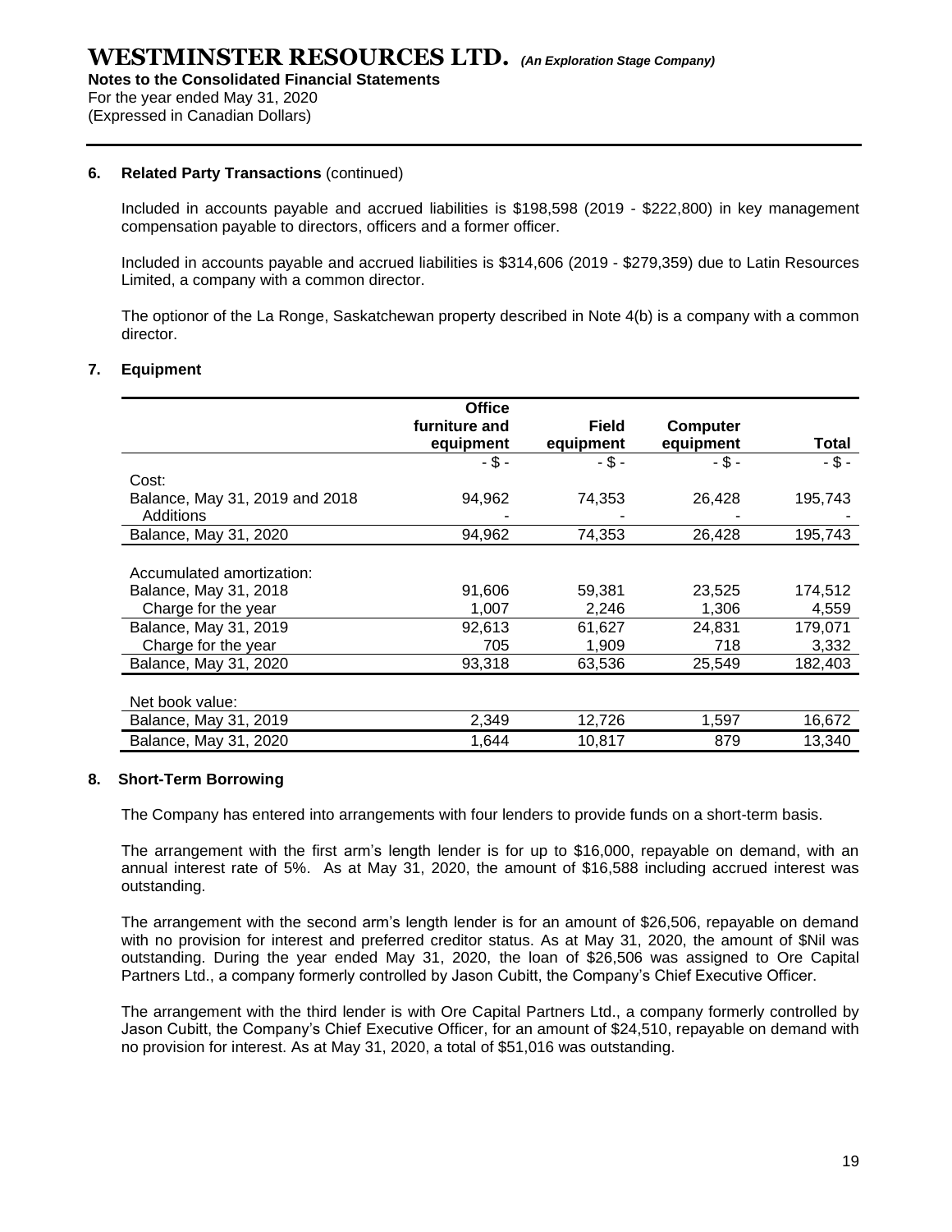### 6. Related Party Transactions (continued)

Included in accounts payable and accrued liabilities is $198,598 (2019 - $222,800) in key management compensation payable to directors, officers and a former officer.

Included in accounts payable and accrued liabilities is $314,606 (2019 - $279,359) due to Latin Resources Limited, a company with a common director.

The optionor of the La Ronge, Saskatchewan property described in Note 4(b) is a company with a common director.

### 7. Equipment

| | Office furniture and equipment | Field equipment | Computer equipment | Total |
|---|---|---|---|---|
| | - $ - | - $ - | - $ - | - $ - |
| Cost: | | | | |
| Balance, May 31, 2019 and 2018 | 94,962 | 74,353 | 26,428 | 195,743 |
| Additions | - | - | - | - |
| Balance, May 31, 2020 | 94,962 | 74,353 | 26,428 | 195,743 |
| Accumulated amortization: | | | | |
| Balance, May 31, 2018 | 91,606 | 59,381 | 23,525 | 174,512 |
| Charge for the year | 1,007 | 2,246 | 1,306 | 4,559 |
| Balance, May 31, 2019 | 92,613 | 61,627 | 24,831 | 179,071 |
| Charge for the year | 705 | 1,909 | 718 | 3,332 |
| Balance, May 31, 2020 | 93,318 | 63,536 | 25,549 | 182,403 |
| Net book value: | | | | |
| Balance, May 31, 2019 | 2,349 | 12,726 | 1,597 | 16,672 |
| Balance, May 31, 2020 | 1,644 | 10,817 | 879 | 13,340 |

### 8. Short-Term Borrowing

The Company has entered into arrangements with four lenders to provide funds on a short-term basis.

The arrangement with the first arm's length lender is for up to $16,000, repayable on demand, with an annual interest rate of 5%. As at May 31, 2020, the amount of $16,588 including accrued interest was outstanding.

The arrangement with the second arm's length lender is for an amount of $26,506, repayable on demand with no provision for interest and preferred creditor status. As at May 31, 2020, the amount of $Nil was outstanding. During the year ended May 31, 2020, the loan of $26,506 was assigned to Ore Capital Partners Ltd., a company formerly controlled by Jason Cubitt, the Company's Chief Executive Officer.

The arrangement with the third lender is with Ore Capital Partners Ltd., a company formerly controlled by Jason Cubitt, the Company's Chief Executive Officer, for an amount of $24,510, repayable on demand with no provision for interest. As at May 31, 2020, a total of $51,016 was outstanding.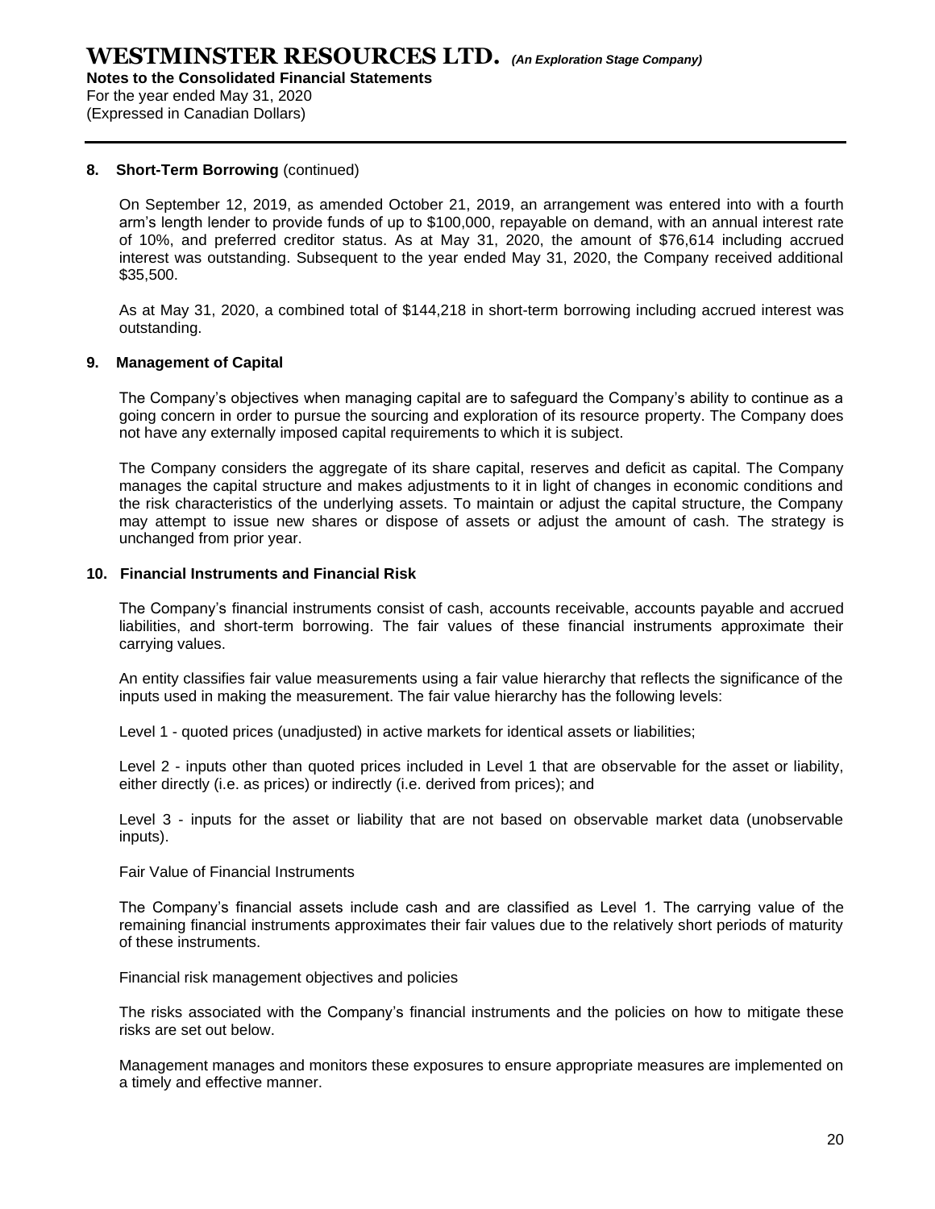### 8. Short-Term Borrowing (continued)

On September 12, 2019, as amended October 21, 2019, an arrangement was entered into with a fourth arm's length lender to provide funds of up to $100,000, repayable on demand, with an annual interest rate of 10%, and preferred creditor status. As at May 31, 2020, the amount of $76,614 including accrued interest was outstanding. Subsequent to the year ended May 31, 2020, the Company received additional $35,500.

As at May 31, 2020, a combined total of $144,218 in short-term borrowing including accrued interest was outstanding.

### 9. Management of Capital

The Company's objectives when managing capital are to safeguard the Company's ability to continue as a going concern in order to pursue the sourcing and exploration of its resource property. The Company does not have any externally imposed capital requirements to which it is subject.

The Company considers the aggregate of its share capital, reserves and deficit as capital. The Company manages the capital structure and makes adjustments to it in light of changes in economic conditions and the risk characteristics of the underlying assets. To maintain or adjust the capital structure, the Company may attempt to issue new shares or dispose of assets or adjust the amount of cash. The strategy is unchanged from prior year.

### 10. Financial Instruments and Financial Risk

The Company's financial instruments consist of cash, accounts receivable, accounts payable and accrued liabilities, and short-term borrowing. The fair values of these financial instruments approximate their carrying values.

An entity classifies fair value measurements using a fair value hierarchy that reflects the significance of the inputs used in making the measurement. The fair value hierarchy has the following levels:

Level 1 - quoted prices (unadjusted) in active markets for identical assets or liabilities;

Level 2 - inputs other than quoted prices included in Level 1 that are observable for the asset or liability, either directly (i.e. as prices) or indirectly (i.e. derived from prices); and

Level 3 - inputs for the asset or liability that are not based on observable market data (unobservable inputs).

Fair Value of Financial Instruments

The Company's financial assets include cash and are classified as Level 1. The carrying value of the remaining financial instruments approximates their fair values due to the relatively short periods of maturity of these instruments.

Financial risk management objectives and policies

The risks associated with the Company's financial instruments and the policies on how to mitigate these risks are set out below.

Management manages and monitors these exposures to ensure appropriate measures are implemented on a timely and effective manner.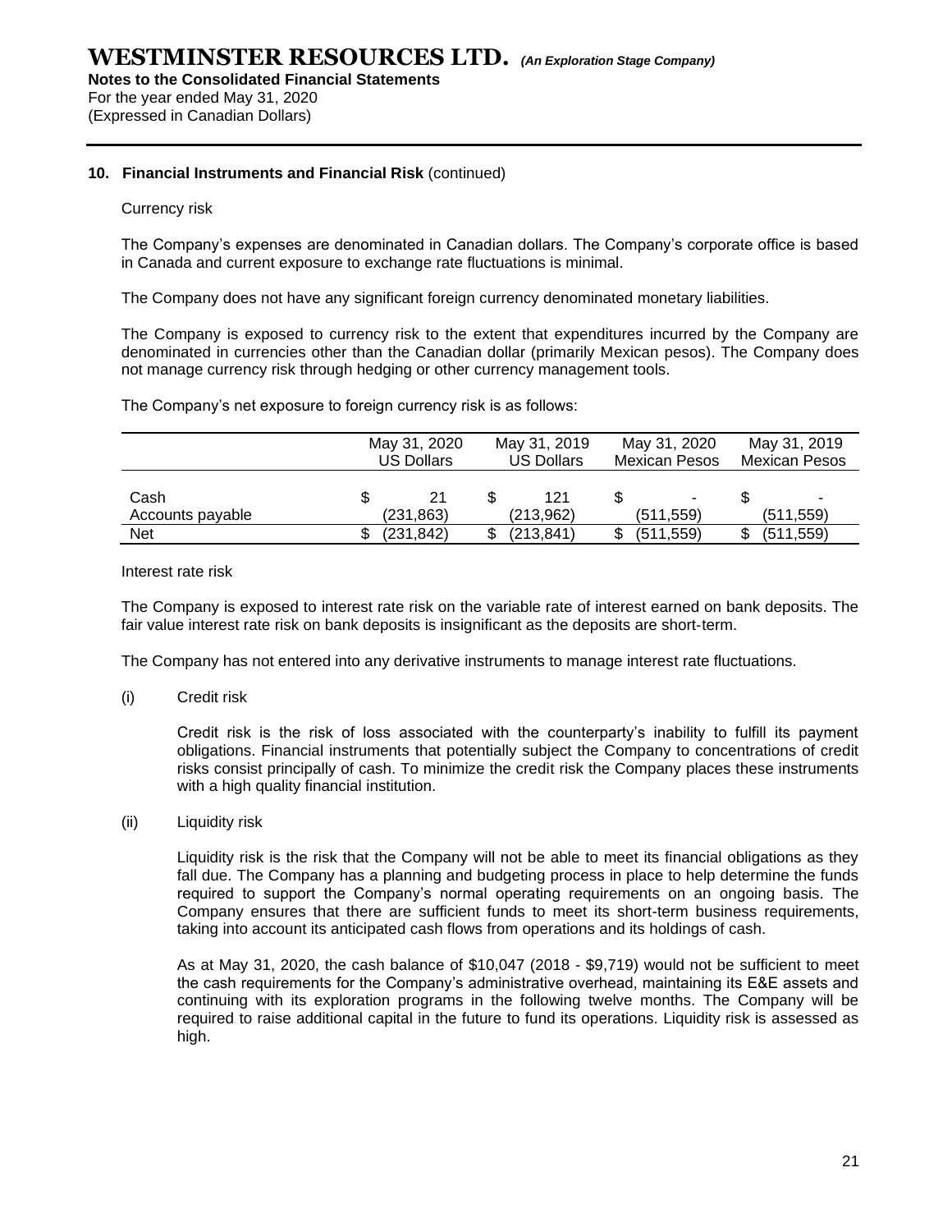## 10. Financial Instruments and Financial Risk (continued)

Currency risk

The Company's expenses are denominated in Canadian dollars. The Company's corporate office is based in Canada and current exposure to exchange rate fluctuations is minimal.

The Company does not have any significant foreign currency denominated monetary liabilities.

The Company is exposed to currency risk to the extent that expenditures incurred by the Company are denominated in currencies other than the Canadian dollar (primarily Mexican pesos). The Company does not manage currency risk through hedging or other currency management tools.

The Company's net exposure to foreign currency risk is as follows:

| | May 31, 2020 US Dollars | May 31, 2019 US Dollars | May 31, 2020 Mexican Pesos | May 31, 2019 Mexican Pesos |
|---|---|---|---|---|
| Cash | $ 21 | $ 121 | $ - | $ - |
| Accounts payable | (231,863) | (213,962) | (511,559) | (511,559) |
| Net | $ (231,842) | $ (213,841) | $ (511,559) | $ (511,559) |

Interest rate risk

The Company is exposed to interest rate risk on the variable rate of interest earned on bank deposits. The fair value interest rate risk on bank deposits is insignificant as the deposits are short-term.

The Company has not entered into any derivative instruments to manage interest rate fluctuations.

(i) Credit risk

Credit risk is the risk of loss associated with the counterparty's inability to fulfill its payment obligations. Financial instruments that potentially subject the Company to concentrations of credit risks consist principally of cash. To minimize the credit risk the Company places these instruments with a high quality financial institution.

(ii) Liquidity risk

Liquidity risk is the risk that the Company will not be able to meet its financial obligations as they fall due. The Company has a planning and budgeting process in place to help determine the funds required to support the Company's normal operating requirements on an ongoing basis. The Company ensures that there are sufficient funds to meet its short-term business requirements, taking into account its anticipated cash flows from operations and its holdings of cash.

As at May 31, 2020, the cash balance of $10,047 (2018 - $9,719) would not be sufficient to meet the cash requirements for the Company's administrative overhead, maintaining its E&E assets and continuing with its exploration programs in the following twelve months. The Company will be required to raise additional capital in the future to fund its operations. Liquidity risk is assessed as high.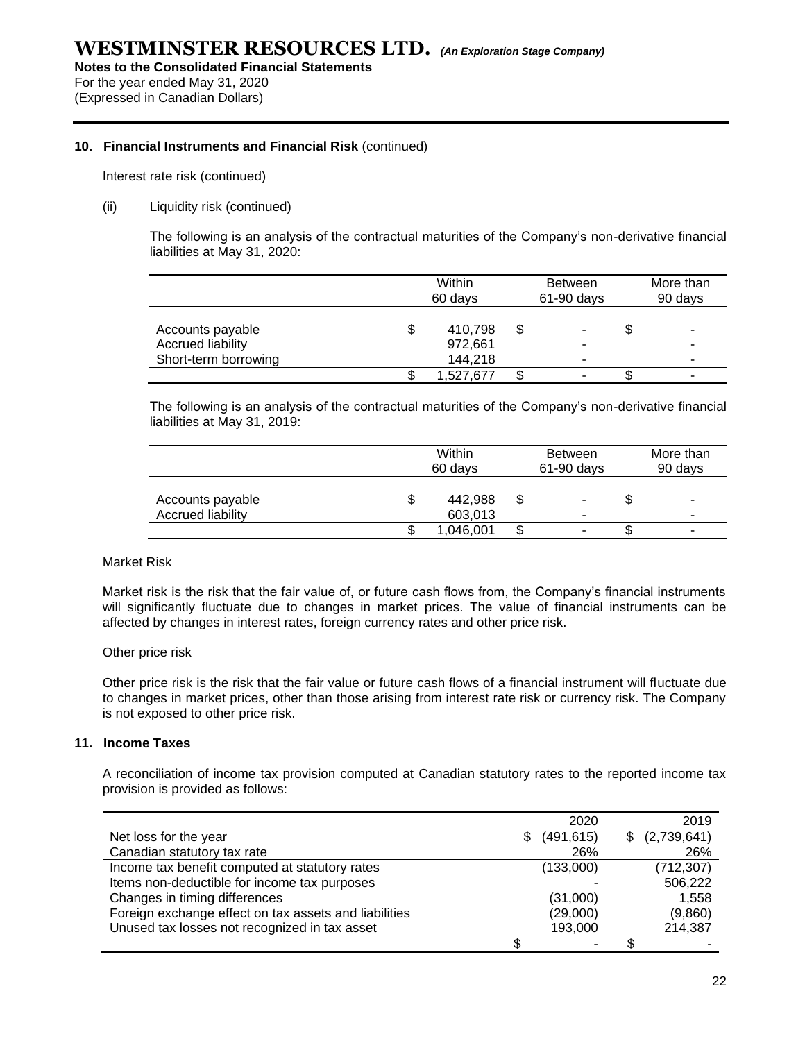### 10. Financial Instruments and Financial Risk (continued)

Interest rate risk (continued)

(ii) Liquidity risk (continued)

The following is an analysis of the contractual maturities of the Company's non-derivative financial liabilities at May 31, 2020:

| | Within 60 days | Between 61-90 days | More than 90 days |
|---|---|---|---|
| Accounts payable | $ 410,798 | $ - | $ - |
| Accrued liability | 972,661 | - | - |
| Short-term borrowing | 144,218 | - | - |
| | $ 1,527,677 | $ - | $ - |

The following is an analysis of the contractual maturities of the Company's non-derivative financial liabilities at May 31, 2019:

| | Within 60 days | Between 61-90 days | More than 90 days |
|---|---|---|---|
| Accounts payable | $ 442,988 | $ - | $ - |
| Accrued liability | 603,013 | - | - |
| | $ 1,046,001 | $ - | $ - |

Market Risk

Market risk is the risk that the fair value of, or future cash flows from, the Company's financial instruments will significantly fluctuate due to changes in market prices. The value of financial instruments can be affected by changes in interest rates, foreign currency rates and other price risk.

Other price risk

Other price risk is the risk that the fair value or future cash flows of a financial instrument will fluctuate due to changes in market prices, other than those arising from interest rate risk or currency risk. The Company is not exposed to other price risk.

### 11. Income Taxes

A reconciliation of income tax provision computed at Canadian statutory rates to the reported income tax provision is provided as follows:

| | 2020 | 2019 |
|---|---|---|
| Net loss for the year | $ (491,615) | $ (2,739,641) |
| Canadian statutory tax rate | 26% | 26% |
| Income tax benefit computed at statutory rates | (133,000) | (712,307) |
| Items non-deductible for income tax purposes | - | 506,222 |
| Changes in timing differences | (31,000) | 1,558 |
| Foreign exchange effect on tax assets and liabilities | (29,000) | (9,860) |
| Unused tax losses not recognized in tax asset | 193,000 | 214,387 |
| | $ - | $ - |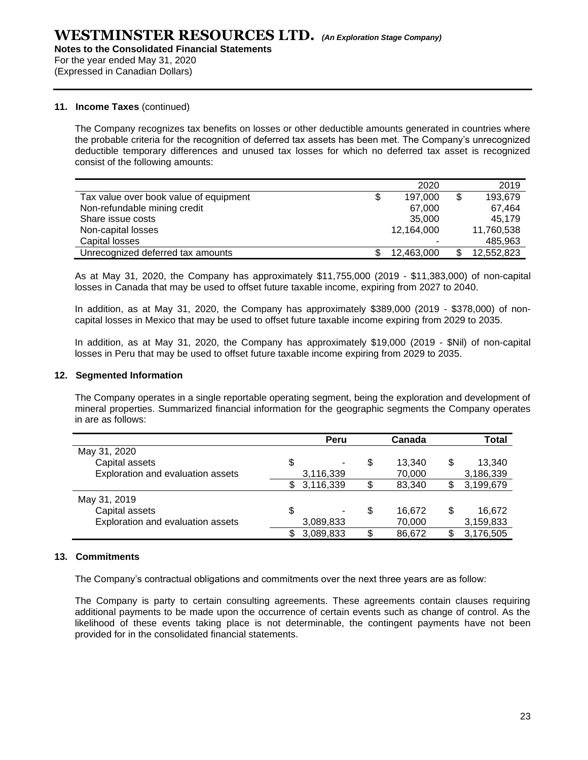**WESTMINSTER RESOURCES LTD.** *(An Exploration Stage Company)*
**Notes to the Consolidated Financial Statements**
For the year ended May 31, 2020
(Expressed in Canadian Dollars)

## 11. Income Taxes (continued)

The Company recognizes tax benefits on losses or other deductible amounts generated in countries where the probable criteria for the recognition of deferred tax assets has been met. The Company's unrecognized deductible temporary differences and unused tax losses for which no deferred tax asset is recognized consist of the following amounts:

| | 2020 | 2019 |
|---|---|---|
| Tax value over book value of equipment | $ 197,000 | $ 193,679 |
| Non-refundable mining credit | 67,000 | 67,464 |
| Share issue costs | 35,000 | 45,179 |
| Non-capital losses | 12,164,000 | 11,760,538 |
| Capital losses | - | 485,963 |
| Unrecognized deferred tax amounts | $ 12,463,000 | $ 12,552,823 |

As at May 31, 2020, the Company has approximately $11,755,000 (2019 - $11,383,000) of non-capital losses in Canada that may be used to offset future taxable income, expiring from 2027 to 2040.

In addition, as at May 31, 2020, the Company has approximately $389,000 (2019 - $378,000) of non-capital losses in Mexico that may be used to offset future taxable income expiring from 2029 to 2035.

In addition, as at May 31, 2020, the Company has approximately $19,000 (2019 - $Nil) of non-capital losses in Peru that may be used to offset future taxable income expiring from 2029 to 2035.

## 12. Segmented Information

The Company operates in a single reportable operating segment, being the exploration and development of mineral properties. Summarized financial information for the geographic segments the Company operates in are as follows:

| | Peru | Canada | Total |
|---|---|---|---|
| May 31, 2020 | | | |
| Capital assets | $ - | $ 13,340 | $ 13,340 |
| Exploration and evaluation assets | 3,116,339 | 70,000 | 3,186,339 |
| | $ 3,116,339 | $ 83,340 | $ 3,199,679 |
| May 31, 2019 | | | |
| Capital assets | $ - | $ 16,672 | $ 16,672 |
| Exploration and evaluation assets | 3,089,833 | 70,000 | 3,159,833 |
| | $ 3,089,833 | $ 86,672 | $ 3,176,505 |

## 13. Commitments

The Company's contractual obligations and commitments over the next three years are as follow:

The Company is party to certain consulting agreements. These agreements contain clauses requiring additional payments to be made upon the occurrence of certain events such as change of control. As the likelihood of these events taking place is not determinable, the contingent payments have not been provided for in the consolidated financial statements.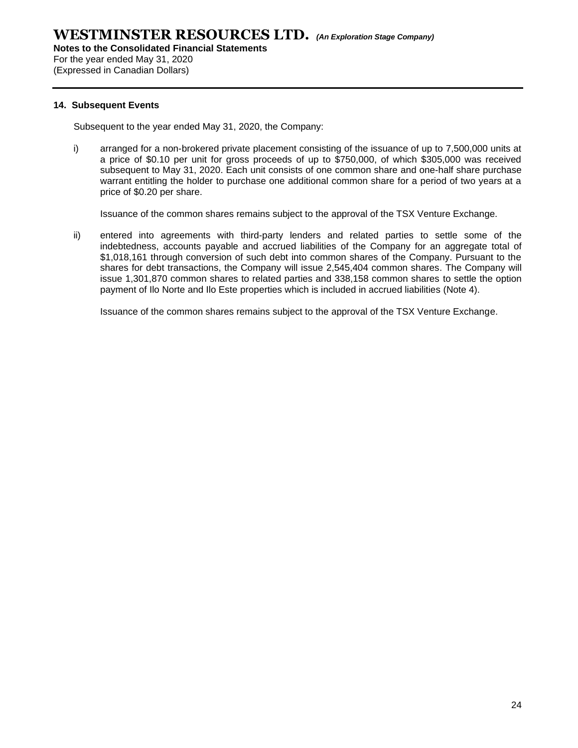## 14. Subsequent Events

Subsequent to the year ended May 31, 2020, the Company:

i) arranged for a non-brokered private placement consisting of the issuance of up to 7,500,000 units at a price of $0.10 per unit for gross proceeds of up to $750,000, of which $305,000 was received subsequent to May 31, 2020. Each unit consists of one common share and one-half share purchase warrant entitling the holder to purchase one additional common share for a period of two years at a price of $0.20 per share.

   Issuance of the common shares remains subject to the approval of the TSX Venture Exchange.

ii) entered into agreements with third-party lenders and related parties to settle some of the indebtedness, accounts payable and accrued liabilities of the Company for an aggregate total of $1,018,161 through conversion of such debt into common shares of the Company. Pursuant to the shares for debt transactions, the Company will issue 2,545,404 common shares. The Company will issue 1,301,870 common shares to related parties and 338,158 common shares to settle the option payment of Ilo Norte and Ilo Este properties which is included in accrued liabilities (Note 4).

   Issuance of the common shares remains subject to the approval of the TSX Venture Exchange.